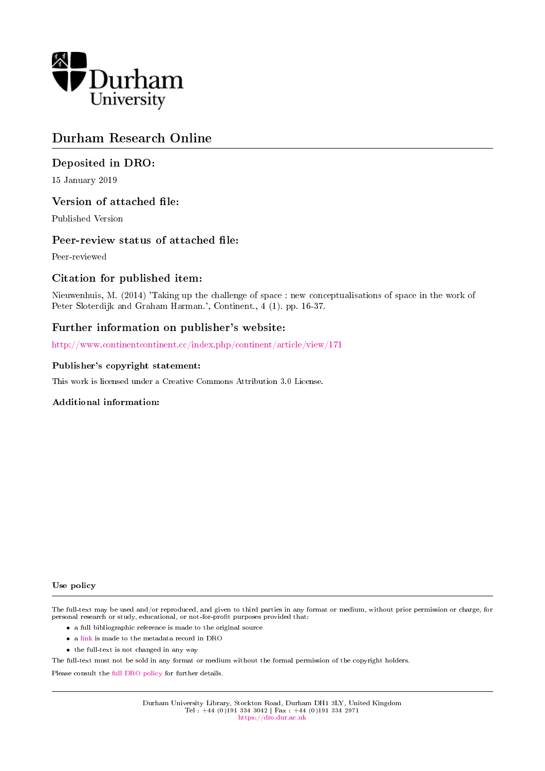Durham University

# Durham Research Online

## Deposited in DRO:

15 January 2019

## Version of attached file:

Published Version

## Peer-review status of attached file:

Peer-reviewed

## Citation for published item:

Nieuwenhuis, M. (2014) 'Taking up the challenge of space : new conceptualisations of space in the work of Peter Sloterdijk and Graham Harman.', Continent., 4 (1). pp. 16-37.

## Further information on publisher's website:

http://www.continentcontinent.cc/index.php/continent/article/view/171

### Publisher's copyright statement:

This work is licensed under a Creative Commons Attribution 3.0 License.

### Additional information:

### Use policy

The full-text may be used and/or reproduced, and given to third parties in any format or medium, without prior permission or charge, for personal research or study, educational, or not-for-profit purposes provided that:

- a full bibliographic reference is made to the original source
- a link is made to the metadata record in DRO
- the full-text is not changed in any way

The full-text must not be sold in any format or medium without the formal permission of the copyright holders.

Please consult the full DRO policy for further details.

Durham University Library, Stockton Road, Durham DH1 3LY, United Kingdom
Tel : +44 (0)191 334 3042 | Fax : +44 (0)191 334 2971
https://dro.dur.ac.uk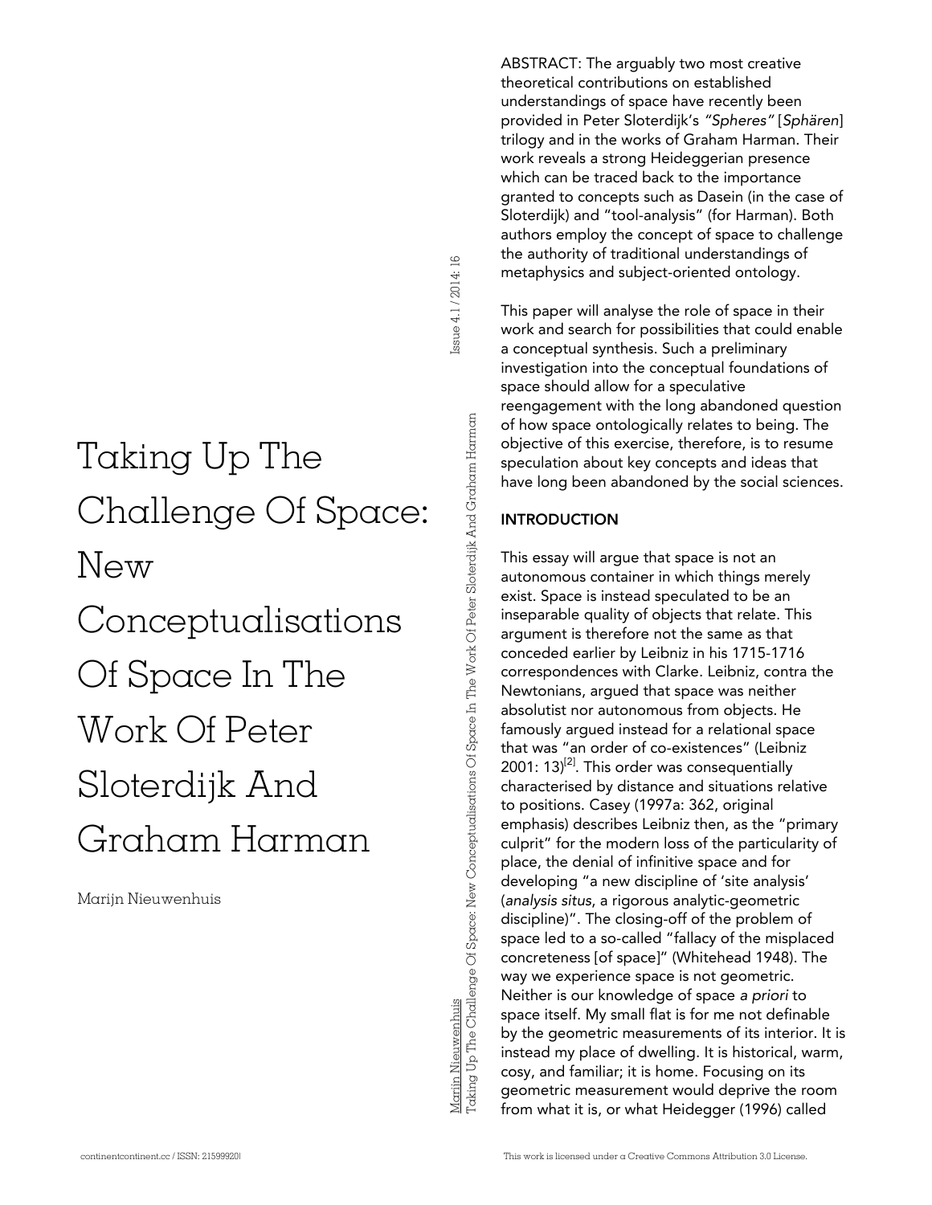# Taking Up The Challenge Of Space: New Conceptualisations Of Space In The Work Of Peter Sloterdijk And Graham Harman

Marijn Nieuwenhuis

ABSTRACT: The arguably two most creative theoretical contributions on established understandings of space have recently been provided in Peter Sloterdijk's *"Spheres"* [*Sphären*] trilogy and in the works of Graham Harman. Their work reveals a strong Heideggerian presence which can be traced back to the importance granted to concepts such as Dasein (in the case of Sloterdijk) and "tool-analysis" (for Harman). Both authors employ the concept of space to challenge the authority of traditional understandings of metaphysics and subject-oriented ontology.

This paper will analyse the role of space in their work and search for possibilities that could enable a conceptual synthesis. Such a preliminary investigation into the conceptual foundations of space should allow for a speculative reengagement with the long abandoned question of how space ontologically relates to being. The objective of this exercise, therefore, is to resume speculation about key concepts and ideas that have long been abandoned by the social sciences.

## INTRODUCTION

This essay will argue that space is not an autonomous container in which things merely exist. Space is instead speculated to be an inseparable quality of objects that relate. This argument is therefore not the same as that conceded earlier by Leibniz in his 1715-1716 correspondences with Clarke. Leibniz, contra the Newtonians, argued that space was neither absolutist nor autonomous from objects. He famously argued instead for a relational space that was "an order of co-existences" (Leibniz 2001: 13)[2]. This order was consequentially characterised by distance and situations relative to positions. Casey (1997a: 362, original emphasis) describes Leibniz then, as the "primary culprit" for the modern loss of the particularity of place, the denial of infinitive space and for developing "a new discipline of 'site analysis' (*analysis situs*, a rigorous analytic-geometric discipline)". The closing-off of the problem of space led to a so-called "fallacy of the misplaced concreteness [of space]" (Whitehead 1948). The way we experience space is not geometric. Neither is our knowledge of space *a priori* to space itself. My small flat is for me not definable by the geometric measurements of its interior. It is instead my place of dwelling. It is historical, warm, cosy, and familiar; it is home. Focusing on its geometric measurement would deprive the room from what it is, or what Heidegger (1996) called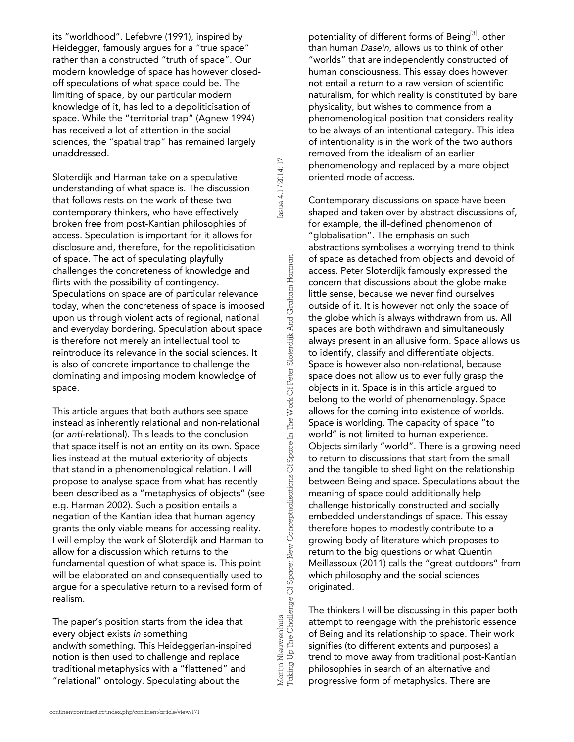its "worldhood". Lefebvre (1991), inspired by Heidegger, famously argues for a "true space" rather than a constructed "truth of space". Our modern knowledge of space has however closed-off speculations of what space could be. The limiting of space, by our particular modern knowledge of it, has led to a depoliticisation of space. While the "territorial trap" (Agnew 1994) has received a lot of attention in the social sciences, the "spatial trap" has remained largely unaddressed.

Sloterdijk and Harman take on a speculative understanding of what space is. The discussion that follows rests on the work of these two contemporary thinkers, who have effectively broken free from post-Kantian philosophies of access. Speculation is important for it allows for disclosure and, therefore, for the repoliticisation of space. The act of speculating playfully challenges the concreteness of knowledge and flirts with the possibility of contingency. Speculations on space are of particular relevance today, when the concreteness of space is imposed upon us through violent acts of regional, national and everyday bordering. Speculation about space is therefore not merely an intellectual tool to reintroduce its relevance in the social sciences. It is also of concrete importance to challenge the dominating and imposing modern knowledge of space.

This article argues that both authors see space instead as inherently relational and non-relational (or *anti*-relational). This leads to the conclusion that space itself is not an entity on its own. Space lies instead at the mutual exteriority of objects that stand in a phenomenological relation. I will propose to analyse space from what has recently been described as a "metaphysics of objects" (see e.g. Harman 2002). Such a position entails a negation of the Kantian idea that human agency grants the only viable means for accessing reality. I will employ the work of Sloterdijk and Harman to allow for a discussion which returns to the fundamental question of what space is. This point will be elaborated on and consequentially used to argue for a speculative return to a revised form of realism.

The paper's position starts from the idea that every object exists *in* something and*with* something. This Heideggerian-inspired notion is then used to challenge and replace traditional metaphysics with a "flattened" and "relational" ontology. Speculating about the potentiality of different forms of Being[3], other than human *Dasein*, allows us to think of other "worlds" that are independently constructed of human consciousness. This essay does however not entail a return to a raw version of scientific naturalism, for which reality is constituted by bare physicality, but wishes to commence from a phenomenological position that considers reality to be always of an intentional category. This idea of intentionality is in the work of the two authors removed from the idealism of an earlier phenomenology and replaced by a more object oriented mode of access.

Contemporary discussions on space have been shaped and taken over by abstract discussions of, for example, the ill-defined phenomenon of "globalisation". The emphasis on such abstractions symbolises a worrying trend to think of space as detached from objects and devoid of access. Peter Sloterdijk famously expressed the concern that discussions about the globe make little sense, because we never find ourselves outside of it. It is however not only the space of the globe which is always withdrawn from us. All spaces are both withdrawn and simultaneously always present in an allusive form. Space allows us to identify, classify and differentiate objects. Space is however also non-relational, because space does not allow us to ever fully grasp the objects in it. Space is in this article argued to belong to the world of phenomenology. Space allows for the coming into existence of worlds. Space is worlding. The capacity of space "to world" is not limited to human experience. Objects similarly "world". There is a growing need to return to discussions that start from the small and the tangible to shed light on the relationship between Being and space. Speculations about the meaning of space could additionally help challenge historically constructed and socially embedded understandings of space. This essay therefore hopes to modestly contribute to a growing body of literature which proposes to return to the big questions or what Quentin Meillassoux (2011) calls the "great outdoors" from which philosophy and the social sciences originated.

The thinkers I will be discussing in this paper both attempt to reengage with the prehistoric essence of Being and its relationship to space. Their work signifies (to different extents and purposes) a trend to move away from traditional post-Kantian philosophies in search of an alternative and progressive form of metaphysics. There are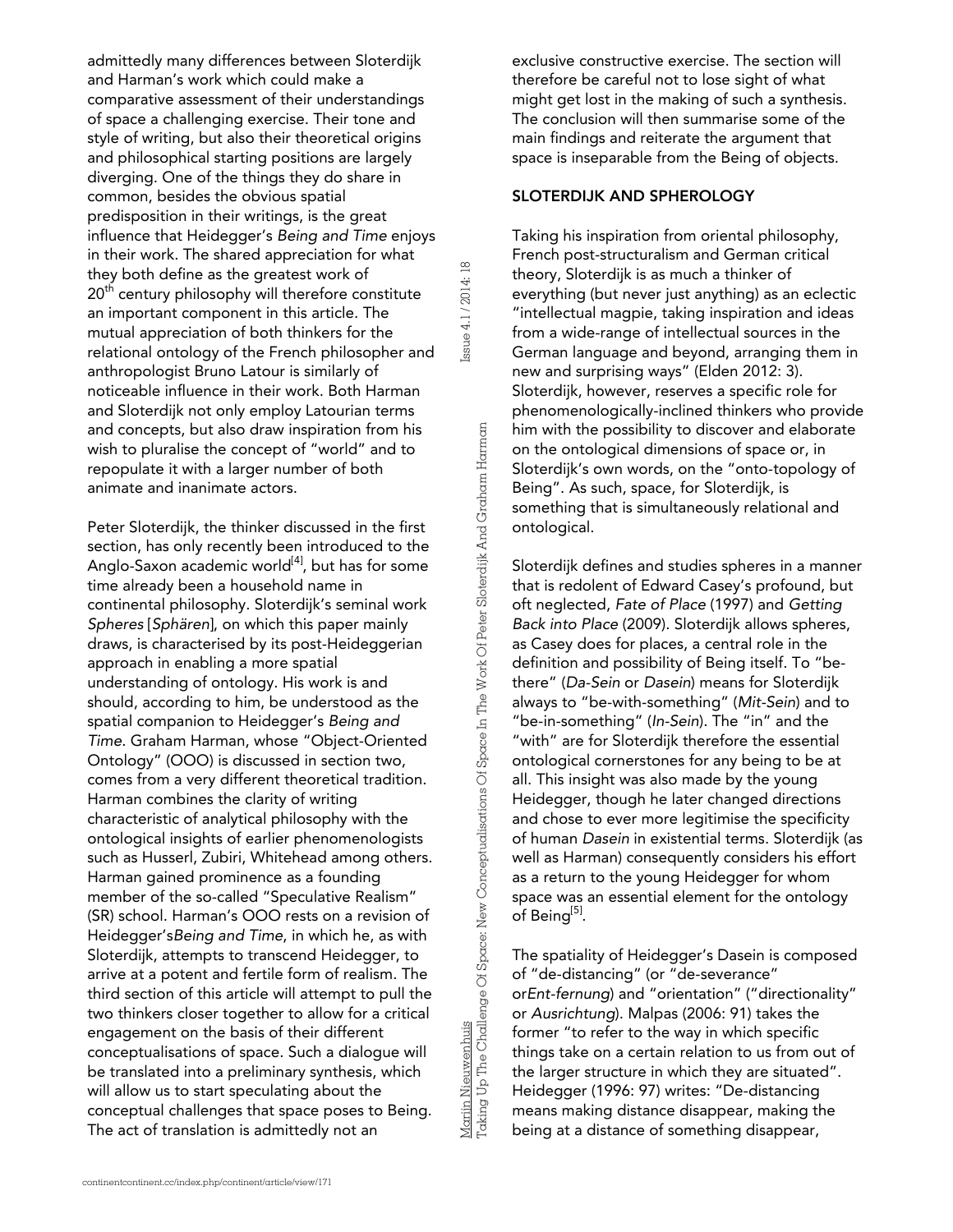admittedly many differences between Sloterdijk and Harman's work which could make a comparative assessment of their understandings of space a challenging exercise. Their tone and style of writing, but also their theoretical origins and philosophical starting positions are largely diverging. One of the things they do share in common, besides the obvious spatial predisposition in their writings, is the great influence that Heidegger's *Being and Time* enjoys in their work. The shared appreciation for what they both define as the greatest work of 20th century philosophy will therefore constitute an important component in this article. The mutual appreciation of both thinkers for the relational ontology of the French philosopher and anthropologist Bruno Latour is similarly of noticeable influence in their work. Both Harman and Sloterdijk not only employ Latourian terms and concepts, but also draw inspiration from his wish to pluralise the concept of "world" and to repopulate it with a larger number of both animate and inanimate actors.

Peter Sloterdijk, the thinker discussed in the first section, has only recently been introduced to the Anglo-Saxon academic world[4], but has for some time already been a household name in continental philosophy. Sloterdijk's seminal work *Spheres* [*Sphären*], on which this paper mainly draws, is characterised by its post-Heideggerian approach in enabling a more spatial understanding of ontology. His work is and should, according to him, be understood as the spatial companion to Heidegger's *Being and Time*. Graham Harman, whose "Object-Oriented Ontology" (OOO) is discussed in section two, comes from a very different theoretical tradition. Harman combines the clarity of writing characteristic of analytical philosophy with the ontological insights of earlier phenomenologists such as Husserl, Zubiri, Whitehead among others. Harman gained prominence as a founding member of the so-called "Speculative Realism" (SR) school. Harman's OOO rests on a revision of Heidegger's*Being and Time*, in which he, as with Sloterdijk, attempts to transcend Heidegger, to arrive at a potent and fertile form of realism. The third section of this article will attempt to pull the two thinkers closer together to allow for a critical engagement on the basis of their different conceptualisations of space. Such a dialogue will be translated into a preliminary synthesis, which will allow us to start speculating about the conceptual challenges that space poses to Being. The act of translation is admittedly not an exclusive constructive exercise. The section will therefore be careful not to lose sight of what might get lost in the making of such a synthesis. The conclusion will then summarise some of the main findings and reiterate the argument that space is inseparable from the Being of objects.

## SLOTERDIJK AND SPHEROLOGY

Taking his inspiration from oriental philosophy, French post-structuralism and German critical theory, Sloterdijk is as much a thinker of everything (but never just anything) as an eclectic "intellectual magpie, taking inspiration and ideas from a wide-range of intellectual sources in the German language and beyond, arranging them in new and surprising ways" (Elden 2012: 3). Sloterdijk, however, reserves a specific role for phenomenologically-inclined thinkers who provide him with the possibility to discover and elaborate on the ontological dimensions of space or, in Sloterdijk's own words, on the "onto-topology of Being". As such, space, for Sloterdijk, is something that is simultaneously relational and ontological.

Sloterdijk defines and studies spheres in a manner that is redolent of Edward Casey's profound, but oft neglected, *Fate of Place* (1997) and *Getting Back into Place* (2009). Sloterdijk allows spheres, as Casey does for places, a central role in the definition and possibility of Being itself. To "be-there" (*Da-Sein* or *Dasein*) means for Sloterdijk always to "be-with-something" (*Mit-Sein*) and to "be-in-something" (*In-Sein*). The "in" and the "with" are for Sloterdijk therefore the essential ontological cornerstones for any being to be at all. This insight was also made by the young Heidegger, though he later changed directions and chose to ever more legitimise the specificity of human *Dasein* in existential terms. Sloterdijk (as well as Harman) consequently considers his effort as a return to the young Heidegger for whom space was an essential element for the ontology of Being[5].

The spatiality of Heidegger's Dasein is composed of "de-distancing" (or "de-severance" or*Ent-fernung*) and "orientation" ("directionality" or *Ausrichtung*). Malpas (2006: 91) takes the former "to refer to the way in which specific things take on a certain relation to us from out of the larger structure in which they are situated". Heidegger (1996: 97) writes: "De-distancing means making distance disappear, making the being at a distance of something disappear,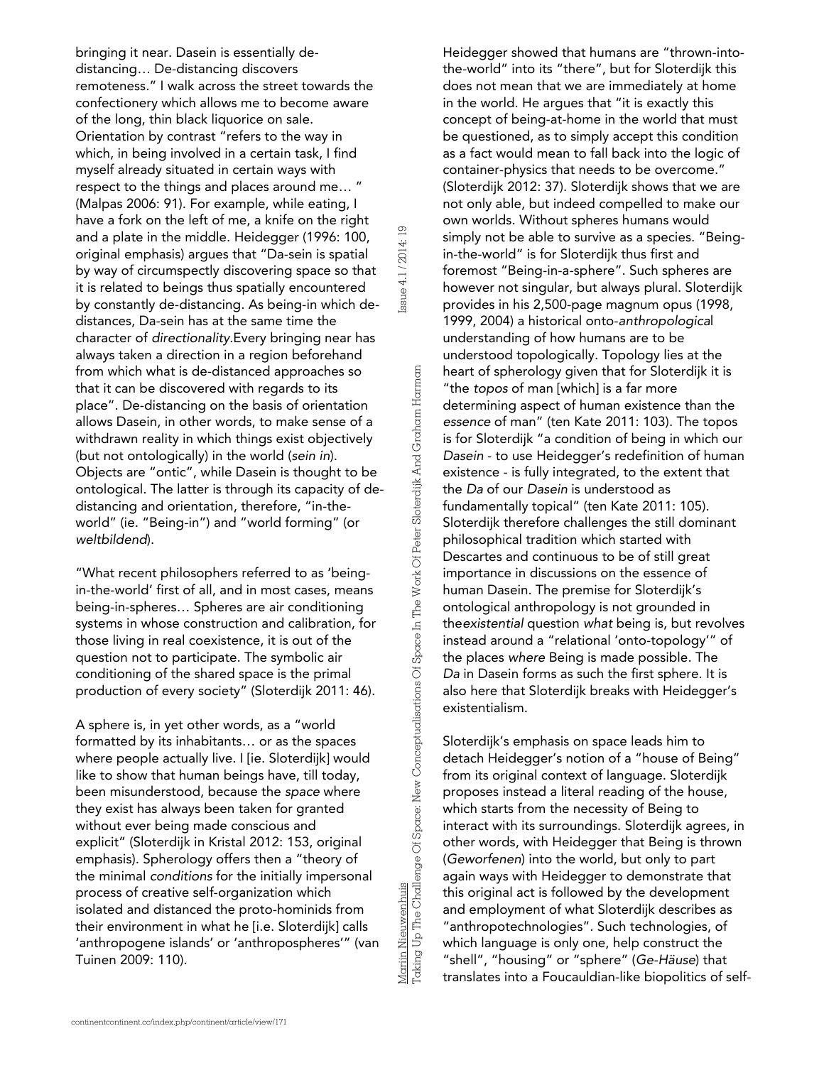bringing it near. Dasein is essentially de-distancing… De-distancing discovers remoteness." I walk across the street towards the confectionery which allows me to become aware of the long, thin black liquorice on sale. Orientation by contrast "refers to the way in which, in being involved in a certain task, I find myself already situated in certain ways with respect to the things and places around me… " (Malpas 2006: 91). For example, while eating, I have a fork on the left of me, a knife on the right and a plate in the middle. Heidegger (1996: 100, original emphasis) argues that "Da-sein is spatial by way of circumspectly discovering space so that it is related to beings thus spatially encountered by constantly de-distancing. As being-in which de-distances, Da-sein has at the same time the character of *directionality*.Every bringing near has always taken a direction in a region beforehand from which what is de-distanced approaches so that it can be discovered with regards to its place". De-distancing on the basis of orientation allows Dasein, in other words, to make sense of a withdrawn reality in which things exist objectively (but not ontologically) in the world (*sein in*). Objects are "ontic", while Dasein is thought to be ontological. The latter is through its capacity of de-distancing and orientation, therefore, "in-the-world" (ie. "Being-in") and "world forming" (or *weltbildend*).

"What recent philosophers referred to as 'being-in-the-world' first of all, and in most cases, means being-in-spheres… Spheres are air conditioning systems in whose construction and calibration, for those living in real coexistence, it is out of the question not to participate. The symbolic air conditioning of the shared space is the primal production of every society" (Sloterdijk 2011: 46).

A sphere is, in yet other words, as a "world formatted by its inhabitants… or as the spaces where people actually live. I [ie. Sloterdijk] would like to show that human beings have, till today, been misunderstood, because the *space* where they exist has always been taken for granted without ever being made conscious and explicit" (Sloterdijk in Kristal 2012: 153, original emphasis). Spherology offers then a "theory of the minimal *conditions* for the initially impersonal process of creative self-organization which isolated and distanced the proto-hominids from their environment in what he [i.e. Sloterdijk] calls 'anthropogene islands' or 'anthropospheres'" (van Tuinen 2009: 110).

Heidegger showed that humans are "thrown-into-the-world" into its "there", but for Sloterdijk this does not mean that we are immediately at home in the world. He argues that "it is exactly this concept of being-at-home in the world that must be questioned, as to simply accept this condition as a fact would mean to fall back into the logic of container-physics that needs to be overcome." (Sloterdijk 2012: 37). Sloterdijk shows that we are not only able, but indeed compelled to make our own worlds. Without spheres humans would simply not be able to survive as a species. "Being-in-the-world" is for Sloterdijk thus first and foremost "Being-in-a-sphere". Such spheres are however not singular, but always plural. Sloterdijk provides in his 2,500-page magnum opus (1998, 1999, 2004) a historical onto-*anthropologica*l understanding of how humans are to be understood topologically. Topology lies at the heart of spherology given that for Sloterdijk it is "the *topos* of man [which] is a far more determining aspect of human existence than the *essence* of man" (ten Kate 2011: 103). The topos is for Sloterdijk "a condition of being in which our *Dasein* - to use Heidegger's redefinition of human existence - is fully integrated, to the extent that the *Da* of our *Dasein* is understood as fundamentally topical" (ten Kate 2011: 105). Sloterdijk therefore challenges the still dominant philosophical tradition which started with Descartes and continuous to be of still great importance in discussions on the essence of human Dasein. The premise for Sloterdijk's ontological anthropology is not grounded in the*existential* question *what* being is, but revolves instead around a "relational 'onto-topology'" of the places *where* Being is made possible. The *Da* in Dasein forms as such the first sphere. It is also here that Sloterdijk breaks with Heidegger's existentialism.

Sloterdijk's emphasis on space leads him to detach Heidegger's notion of a "house of Being" from its original context of language. Sloterdijk proposes instead a literal reading of the house, which starts from the necessity of Being to interact with its surroundings. Sloterdijk agrees, in other words, with Heidegger that Being is thrown (*Geworfenen*) into the world, but only to part again ways with Heidegger to demonstrate that this original act is followed by the development and employment of what Sloterdijk describes as "anthropotechnologies". Such technologies, of which language is only one, help construct the "shell", "housing" or "sphere" (*Ge-Häuse*) that translates into a Foucauldian-like biopolitics of self-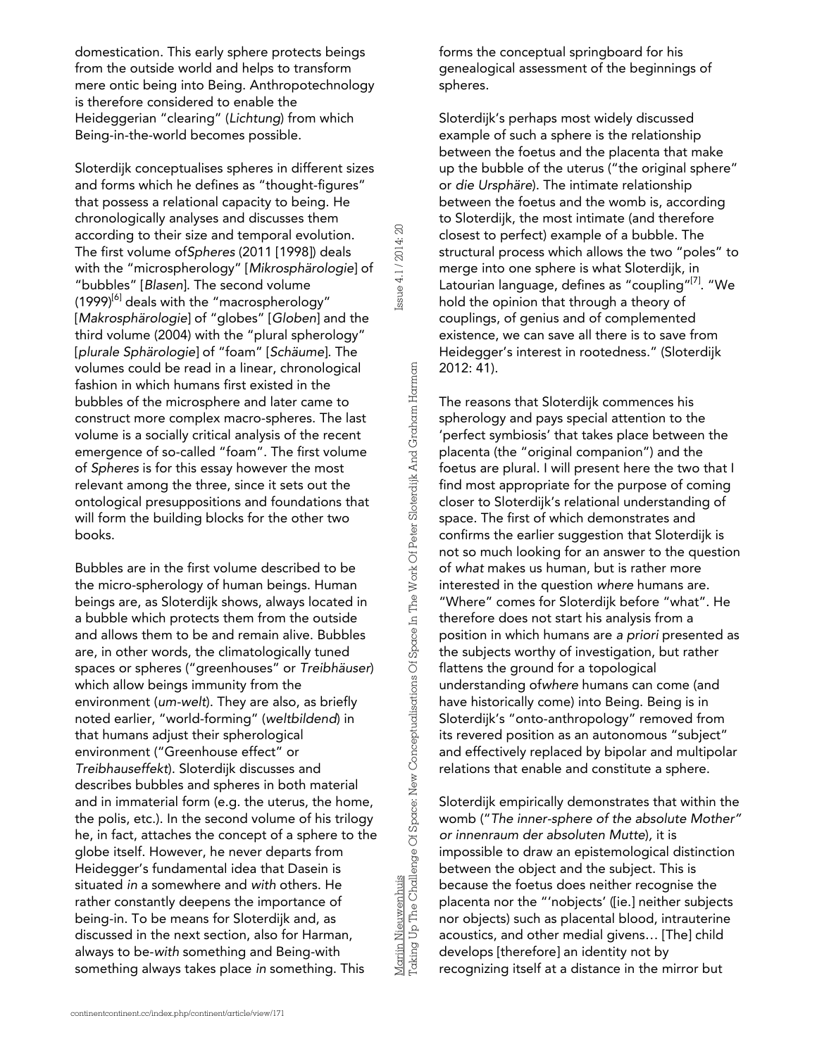domestication. This early sphere protects beings from the outside world and helps to transform mere ontic being into Being. Anthropotechnology is therefore considered to enable the Heideggerian "clearing" (*Lichtung*) from which Being-in-the-world becomes possible.

Sloterdijk conceptualises spheres in different sizes and forms which he defines as "thought-figures" that possess a relational capacity to being. He chronologically analyses and discusses them according to their size and temporal evolution. The first volume of*Spheres* (2011 [1998]) deals with the "microspherology" [*Mikrosphärologie*] of "bubbles" [*Blasen*]. The second volume (1999)[6] deals with the "macrospherology" [*Makrosphärologie*] of "globes" [*Globen*] and the third volume (2004) with the "plural spherology" [*plurale Sphärologie*] of "foam" [*Schäume*]. The volumes could be read in a linear, chronological fashion in which humans first existed in the bubbles of the microsphere and later came to construct more complex macro-spheres. The last volume is a socially critical analysis of the recent emergence of so-called "foam". The first volume of *Spheres* is for this essay however the most relevant among the three, since it sets out the ontological presuppositions and foundations that will form the building blocks for the other two books.

Bubbles are in the first volume described to be the micro-spherology of human beings. Human beings are, as Sloterdijk shows, always located in a bubble which protects them from the outside and allows them to be and remain alive. Bubbles are, in other words, the climatologically tuned spaces or spheres ("greenhouses" or *Treibhäuser*) which allow beings immunity from the environment (*um-welt*). They are also, as briefly noted earlier, "world-forming" (*weltbildend*) in that humans adjust their spherological environment ("Greenhouse effect" or *Treibhauseffekt*). Sloterdijk discusses and describes bubbles and spheres in both material and in immaterial form (e.g. the uterus, the home, the polis, etc.). In the second volume of his trilogy he, in fact, attaches the concept of a sphere to the globe itself. However, he never departs from Heidegger's fundamental idea that Dasein is situated *in* a somewhere and *with* others. He rather constantly deepens the importance of being-in. To be means for Sloterdijk and, as discussed in the next section, also for Harman, always to be-*with* something and Being-with something always takes place *in* something. This forms the conceptual springboard for his genealogical assessment of the beginnings of spheres.

Sloterdijk's perhaps most widely discussed example of such a sphere is the relationship between the foetus and the placenta that make up the bubble of the uterus ("the original sphere" or *die Ursphäre*). The intimate relationship between the foetus and the womb is, according to Sloterdijk, the most intimate (and therefore closest to perfect) example of a bubble. The structural process which allows the two "poles" to merge into one sphere is what Sloterdijk, in Latourian language, defines as "coupling"[7]. "We hold the opinion that through a theory of couplings, of genius and of complemented existence, we can save all there is to save from Heidegger's interest in rootedness." (Sloterdijk 2012: 41).

The reasons that Sloterdijk commences his spherology and pays special attention to the 'perfect symbiosis' that takes place between the placenta (the "original companion") and the foetus are plural. I will present here the two that I find most appropriate for the purpose of coming closer to Sloterdijk's relational understanding of space. The first of which demonstrates and confirms the earlier suggestion that Sloterdijk is not so much looking for an answer to the question of *what* makes us human, but is rather more interested in the question *where* humans are. "Where" comes for Sloterdijk before "what". He therefore does not start his analysis from a position in which humans are *a priori* presented as the subjects worthy of investigation, but rather flattens the ground for a topological understanding of*where* humans can come (and have historically come) into Being. Being is in Sloterdijk's "onto-anthropology" removed from its revered position as an autonomous "subject" and effectively replaced by bipolar and multipolar relations that enable and constitute a sphere.

Sloterdijk empirically demonstrates that within the womb ("*The inner-sphere of the absolute Mother" or innenraum der absoluten Mutte*), it is impossible to draw an epistemological distinction between the object and the subject. This is because the foetus does neither recognise the placenta nor the "'nobjects' ([ie.] neither subjects nor objects) such as placental blood, intrauterine acoustics, and other medial givens… [The] child develops [therefore] an identity not by recognizing itself at a distance in the mirror but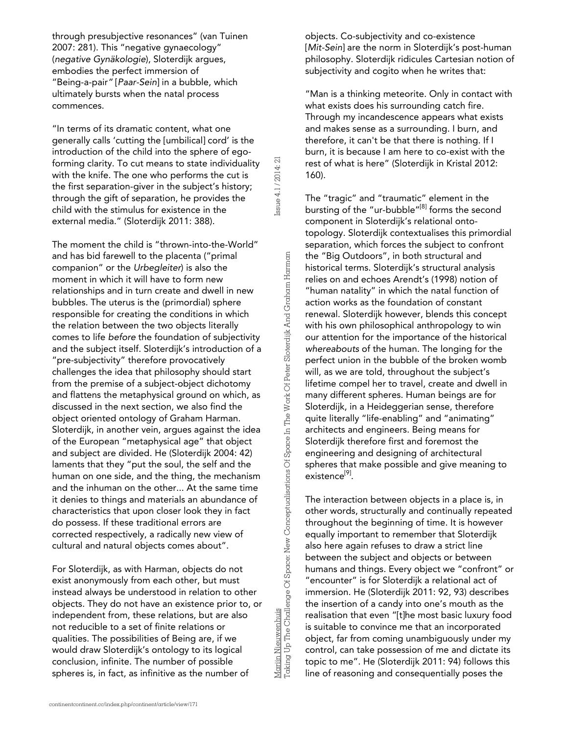through presubjective resonances" (van Tuinen 2007: 281). This "negative gynaecology" (*negative Gynäkologie*), Sloterdijk argues, embodies the perfect immersion of "Being-a-pair" [*Paar-Sein*] in a bubble, which ultimately bursts when the natal process commences.

"In terms of its dramatic content, what one generally calls 'cutting the [umbilical] cord' is the introduction of the child into the sphere of ego-forming clarity. To cut means to state individuality with the knife. The one who performs the cut is the first separation-giver in the subject's history; through the gift of separation, he provides the child with the stimulus for existence in the external media." (Sloterdijk 2011: 388).

The moment the child is "thrown-into-the-World" and has bid farewell to the placenta ("primal companion" or the *Urbegleiter*) is also the moment in which it will have to form new relationships and in turn create and dwell in new bubbles. The uterus is the (primordial) sphere responsible for creating the conditions in which the relation between the two objects literally comes to life *before* the foundation of subjectivity and the subject itself. Sloterdijk's introduction of a "pre-subjectivity" therefore provocatively challenges the idea that philosophy should start from the premise of a subject-object dichotomy and flattens the metaphysical ground on which, as discussed in the next section, we also find the object oriented ontology of Graham Harman. Sloterdijk, in another vein, argues against the idea of the European "metaphysical age" that object and subject are divided. He (Sloterdijk 2004: 42) laments that they "put the soul, the self and the human on one side, and the thing, the mechanism and the inhuman on the other... At the same time it denies to things and materials an abundance of characteristics that upon closer look they in fact do possess. If these traditional errors are corrected respectively, a radically new view of cultural and natural objects comes about".

For Sloterdijk, as with Harman, objects do not exist anonymously from each other, but must instead always be understood in relation to other objects. They do not have an existence prior to, or independent from, these relations, but are also not reducible to a set of finite relations or qualities. The possibilities of Being are, if we would draw Sloterdijk's ontology to its logical conclusion, infinite. The number of possible spheres is, in fact, as infinitive as the number of objects. Co-subjectivity and co-existence [*Mit-Sein*] are the norm in Sloterdijk's post-human philosophy. Sloterdijk ridicules Cartesian notion of subjectivity and cogito when he writes that:

"Man is a thinking meteorite. Only in contact with what exists does his surrounding catch fire. Through my incandescence appears what exists and makes sense as a surrounding. I burn, and therefore, it can't be that there is nothing. If I burn, it is because I am here to co-exist with the rest of what is here" (Sloterdijk in Kristal 2012: 160).

The "tragic" and "traumatic" element in the bursting of the "ur-bubble"[8] forms the second component in Sloterdijk's relational onto-topology. Sloterdijk contextualises this primordial separation, which forces the subject to confront the "Big Outdoors", in both structural and historical terms. Sloterdijk's structural analysis relies on and echoes Arendt's (1998) notion of "human natality" in which the natal function of action works as the foundation of constant renewal. Sloterdijk however, blends this concept with his own philosophical anthropology to win our attention for the importance of the historical *whereabouts* of the human. The longing for the perfect union in the bubble of the broken womb will, as we are told, throughout the subject's lifetime compel her to travel, create and dwell in many different spheres. Human beings are for Sloterdijk, in a Heideggerian sense, therefore quite literally "life-enabling" and "animating" architects and engineers. Being means for Sloterdijk therefore first and foremost the engineering and designing of architectural spheres that make possible and give meaning to existence[9].

The interaction between objects in a place is, in other words, structurally and continually repeated throughout the beginning of time. It is however equally important to remember that Sloterdijk also here again refuses to draw a strict line between the subject and objects or between humans and things. Every object we "confront" or "encounter" is for Sloterdijk a relational act of immersion. He (Sloterdijk 2011: 92, 93) describes the insertion of a candy into one's mouth as the realisation that even "[t]he most basic luxury food is suitable to convince me that an incorporated object, far from coming unambiguously under my control, can take possession of me and dictate its topic to me". He (Sloterdijk 2011: 94) follows this line of reasoning and consequentially poses the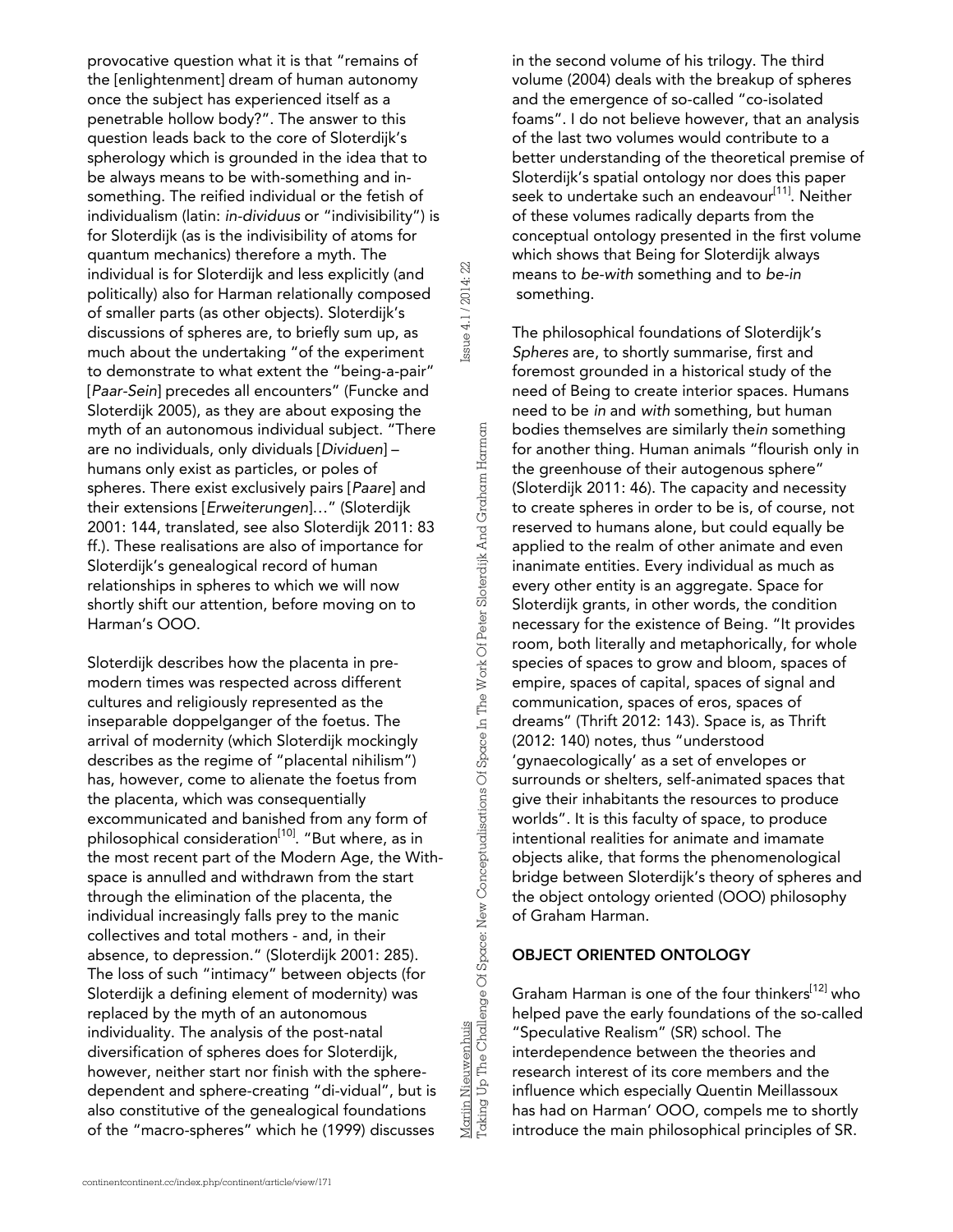provocative question what it is that "remains of the [enlightenment] dream of human autonomy once the subject has experienced itself as a penetrable hollow body?". The answer to this question leads back to the core of Sloterdijk's spherology which is grounded in the idea that to be always means to be with-something and in-something. The reified individual or the fetish of individualism (latin: *in-dividuus* or "indivisibility") is for Sloterdijk (as is the indivisibility of atoms for quantum mechanics) therefore a myth. The individual is for Sloterdijk and less explicitly (and politically) also for Harman relationally composed of smaller parts (as other objects). Sloterdijk's discussions of spheres are, to briefly sum up, as much about the undertaking "of the experiment to demonstrate to what extent the "being-a-pair" [*Paar-Sein*] precedes all encounters" (Funcke and Sloterdijk 2005), as they are about exposing the myth of an autonomous individual subject. "There are no individuals, only dividuals [*Dividuen*] – humans only exist as particles, or poles of spheres. There exist exclusively pairs [*Paare*] and their extensions [*Erweiterungen*]…" (Sloterdijk 2001: 144, translated, see also Sloterdijk 2011: 83 ff.). These realisations are also of importance for Sloterdijk's genealogical record of human relationships in spheres to which we will now shortly shift our attention, before moving on to Harman's OOO.

Sloterdijk describes how the placenta in pre-modern times was respected across different cultures and religiously represented as the inseparable doppelganger of the foetus. The arrival of modernity (which Sloterdijk mockingly describes as the regime of "placental nihilism") has, however, come to alienate the foetus from the placenta, which was consequentially excommunicated and banished from any form of philosophical consideration[10]. "But where, as in the most recent part of the Modern Age, the With-space is annulled and withdrawn from the start through the elimination of the placenta, the individual increasingly falls prey to the manic collectives and total mothers - and, in their absence, to depression." (Sloterdijk 2001: 285). The loss of such "intimacy" between objects (for Sloterdijk a defining element of modernity) was replaced by the myth of an autonomous individuality. The analysis of the post-natal diversification of spheres does for Sloterdijk, however, neither start nor finish with the sphere-dependent and sphere-creating "di-vidual", but is also constitutive of the genealogical foundations of the "macro-spheres" which he (1999) discusses in the second volume of his trilogy. The third volume (2004) deals with the breakup of spheres and the emergence of so-called "co-isolated foams". I do not believe however, that an analysis of the last two volumes would contribute to a better understanding of the theoretical premise of Sloterdijk's spatial ontology nor does this paper seek to undertake such an endeavour[11]. Neither of these volumes radically departs from the conceptual ontology presented in the first volume which shows that Being for Sloterdijk always means to *be-with* something and to *be-in* something.

The philosophical foundations of Sloterdijk's *Spheres* are, to shortly summarise, first and foremost grounded in a historical study of the need of Being to create interior spaces. Humans need to be *in* and *with* something, but human bodies themselves are similarly the*in* something for another thing. Human animals "flourish only in the greenhouse of their autogenous sphere" (Sloterdijk 2011: 46). The capacity and necessity to create spheres in order to be is, of course, not reserved to humans alone, but could equally be applied to the realm of other animate and even inanimate entities. Every individual as much as every other entity is an aggregate. Space for Sloterdijk grants, in other words, the condition necessary for the existence of Being. "It provides room, both literally and metaphorically, for whole species of spaces to grow and bloom, spaces of empire, spaces of capital, spaces of signal and communication, spaces of eros, spaces of dreams" (Thrift 2012: 143). Space is, as Thrift (2012: 140) notes, thus "understood 'gynaecologically' as a set of envelopes or surrounds or shelters, self-animated spaces that give their inhabitants the resources to produce worlds". It is this faculty of space, to produce intentional realities for animate and imamate objects alike, that forms the phenomenological bridge between Sloterdijk's theory of spheres and the object ontology oriented (OOO) philosophy of Graham Harman.

## OBJECT ORIENTED ONTOLOGY

Graham Harman is one of the four thinkers[12] who helped pave the early foundations of the so-called "Speculative Realism" (SR) school. The interdependence between the theories and research interest of its core members and the influence which especially Quentin Meillassoux has had on Harman' OOO, compels me to shortly introduce the main philosophical principles of SR.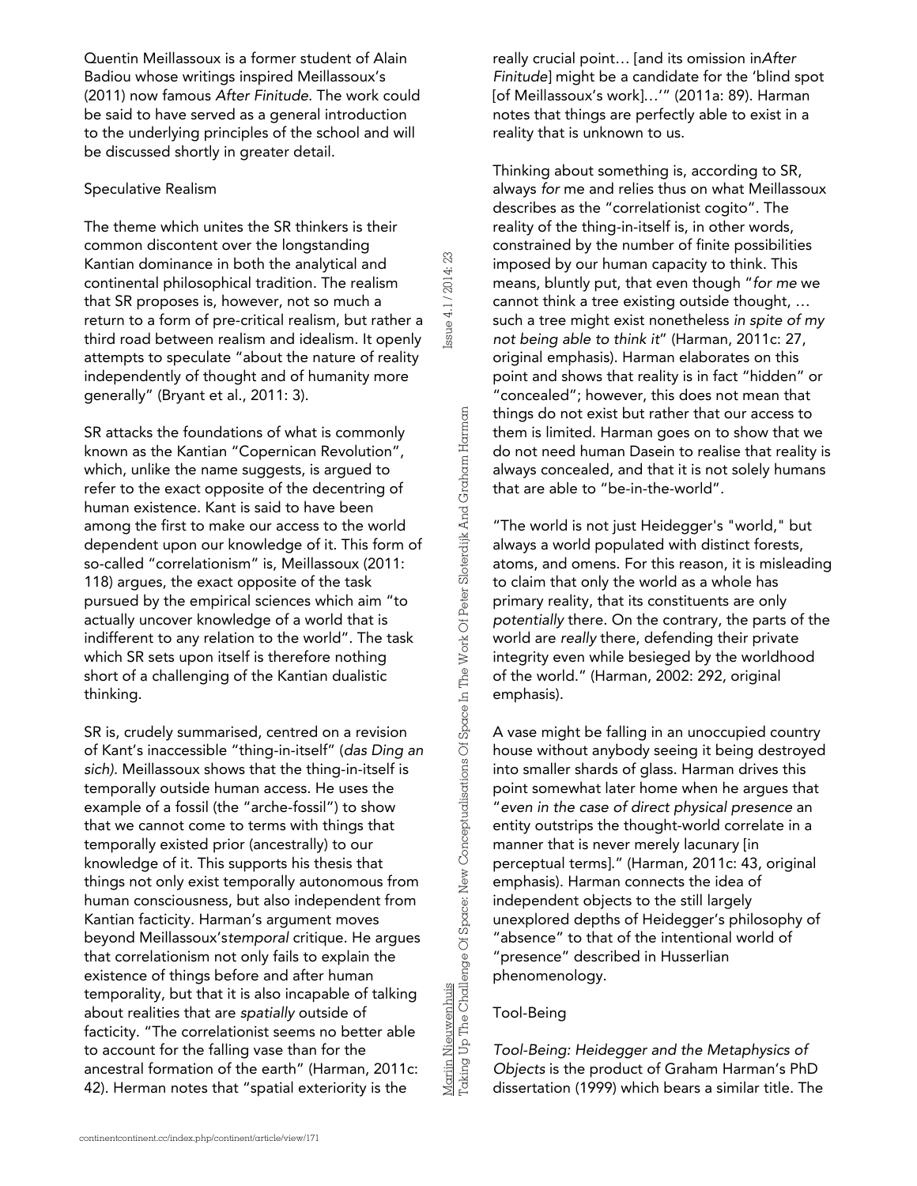Quentin Meillassoux is a former student of Alain Badiou whose writings inspired Meillassoux's (2011) now famous *After Finitude.* The work could be said to have served as a general introduction to the underlying principles of the school and will be discussed shortly in greater detail.

## Speculative Realism

The theme which unites the SR thinkers is their common discontent over the longstanding Kantian dominance in both the analytical and continental philosophical tradition. The realism that SR proposes is, however, not so much a return to a form of pre-critical realism, but rather a third road between realism and idealism. It openly attempts to speculate "about the nature of reality independently of thought and of humanity more generally" (Bryant et al., 2011: 3).

SR attacks the foundations of what is commonly known as the Kantian "Copernican Revolution", which, unlike the name suggests, is argued to refer to the exact opposite of the decentring of human existence. Kant is said to have been among the first to make our access to the world dependent upon our knowledge of it. This form of so-called "correlationism" is, Meillassoux (2011: 118) argues, the exact opposite of the task pursued by the empirical sciences which aim "to actually uncover knowledge of a world that is indifferent to any relation to the world". The task which SR sets upon itself is therefore nothing short of a challenging of the Kantian dualistic thinking.

SR is, crudely summarised, centred on a revision of Kant's inaccessible "thing-in-itself" (*das Ding an sich*). Meillassoux shows that the thing-in-itself is temporally outside human access. He uses the example of a fossil (the "arche-fossil") to show that we cannot come to terms with things that temporally existed prior (ancestrally) to our knowledge of it. This supports his thesis that things not only exist temporally autonomous from human consciousness, but also independent from Kantian facticity. Harman's argument moves beyond Meillassoux's*temporal* critique. He argues that correlationism not only fails to explain the existence of things before and after human temporality, but that it is also incapable of talking about realities that are *spatially* outside of facticity. "The correlationist seems no better able to account for the falling vase than for the ancestral formation of the earth" (Harman, 2011c: 42). Herman notes that "spatial exteriority is the really crucial point… [and its omission in*After Finitude*] might be a candidate for the 'blind spot [of Meillassoux's work]…'" (2011a: 89). Harman notes that things are perfectly able to exist in a reality that is unknown to us.

Thinking about something is, according to SR, always *for* me and relies thus on what Meillassoux describes as the "correlationist cogito". The reality of the thing-in-itself is, in other words, constrained by the number of finite possibilities imposed by our human capacity to think. This means, bluntly put, that even though "*for me* we cannot think a tree existing outside thought, … such a tree might exist nonetheless *in spite of my not being able to think it*" (Harman, 2011c: 27, original emphasis). Harman elaborates on this point and shows that reality is in fact "hidden" or "concealed"; however, this does not mean that things do not exist but rather that our access to them is limited. Harman goes on to show that we do not need human Dasein to realise that reality is always concealed, and that it is not solely humans that are able to "be-in-the-world".

"The world is not just Heidegger's "world," but always a world populated with distinct forests, atoms, and omens. For this reason, it is misleading to claim that only the world as a whole has primary reality, that its constituents are only *potentially* there. On the contrary, the parts of the world are *really* there, defending their private integrity even while besieged by the worldhood of the world." (Harman, 2002: 292, original emphasis).

A vase might be falling in an unoccupied country house without anybody seeing it being destroyed into smaller shards of glass. Harman drives this point somewhat later home when he argues that "*even in the case of direct physical presence* an entity outstrips the thought-world correlate in a manner that is never merely lacunary [in perceptual terms]." (Harman, 2011c: 43, original emphasis). Harman connects the idea of independent objects to the still largely unexplored depths of Heidegger's philosophy of "absence" to that of the intentional world of "presence" described in Husserlian phenomenology.

## Tool-Being

*Tool-Being: Heidegger and the Metaphysics of Objects* is the product of Graham Harman's PhD dissertation (1999) which bears a similar title. The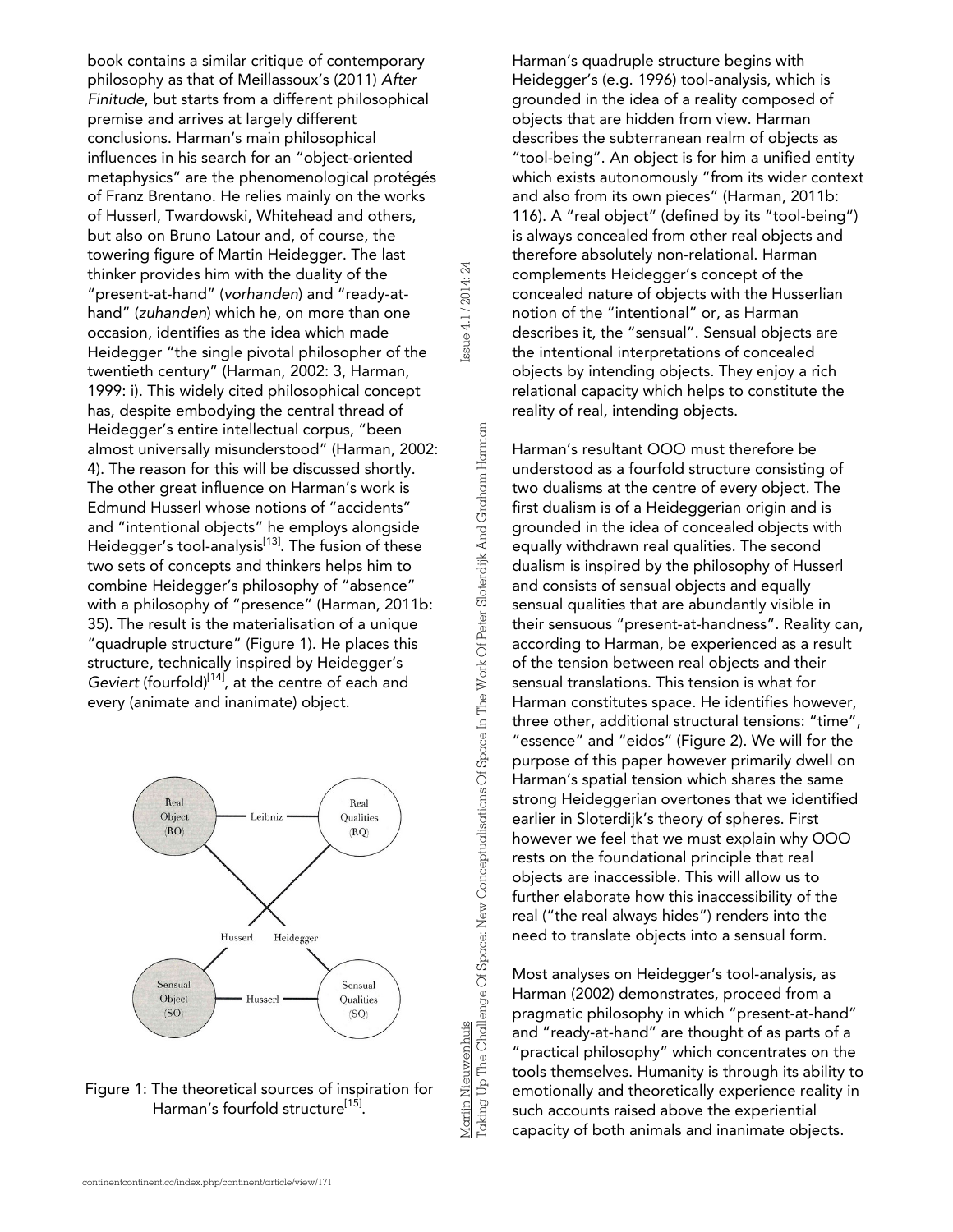book contains a similar critique of contemporary philosophy as that of Meillassoux's (2011) *After Finitude*, but starts from a different philosophical premise and arrives at largely different conclusions. Harman's main philosophical influences in his search for an "object-oriented metaphysics" are the phenomenological protégés of Franz Brentano. He relies mainly on the works of Husserl, Twardowski, Whitehead and others, but also on Bruno Latour and, of course, the towering figure of Martin Heidegger. The last thinker provides him with the duality of the "present-at-hand" (*vorhanden*) and "ready-at-hand" (*zuhanden*) which he, on more than one occasion, identifies as the idea which made Heidegger "the single pivotal philosopher of the twentieth century" (Harman, 2002: 3, Harman, 1999: i). This widely cited philosophical concept has, despite embodying the central thread of Heidegger's entire intellectual corpus, "been almost universally misunderstood" (Harman, 2002: 4). The reason for this will be discussed shortly. The other great influence on Harman's work is Edmund Husserl whose notions of "accidents" and "intentional objects" he employs alongside Heidegger's tool-analysis[13]. The fusion of these two sets of concepts and thinkers helps him to combine Heidegger's philosophy of "absence" with a philosophy of "presence" (Harman, 2011b: 35). The result is the materialisation of a unique "quadruple structure" (Figure 1). He places this structure, technically inspired by Heidegger's *Geviert* (fourfold)[14], at the centre of each and every (animate and inanimate) object.

Figure 1: The theoretical sources of inspiration for Harman's fourfold structure[15].

Harman's quadruple structure begins with Heidegger's (e.g. 1996) tool-analysis, which is grounded in the idea of a reality composed of objects that are hidden from view. Harman describes the subterranean realm of objects as "tool-being". An object is for him a unified entity which exists autonomously "from its wider context and also from its own pieces" (Harman, 2011b: 116). A "real object" (defined by its "tool-being") is always concealed from other real objects and therefore absolutely non-relational. Harman complements Heidegger's concept of the concealed nature of objects with the Husserlian notion of the "intentional" or, as Harman describes it, the "sensual". Sensual objects are the intentional interpretations of concealed objects by intending objects. They enjoy a rich relational capacity which helps to constitute the reality of real, intending objects.

Harman's resultant OOO must therefore be understood as a fourfold structure consisting of two dualisms at the centre of every object. The first dualism is of a Heideggerian origin and is grounded in the idea of concealed objects with equally withdrawn real qualities. The second dualism is inspired by the philosophy of Husserl and consists of sensual objects and equally sensual qualities that are abundantly visible in their sensuous "present-at-handness". Reality can, according to Harman, be experienced as a result of the tension between real objects and their sensual translations. This tension is what for Harman constitutes space. He identifies however, three other, additional structural tensions: "time", "essence" and "eidos" (Figure 2). We will for the purpose of this paper however primarily dwell on Harman's spatial tension which shares the same strong Heideggerian overtones that we identified earlier in Sloterdijk's theory of spheres. First however we feel that we must explain why OOO rests on the foundational principle that real objects are inaccessible. This will allow us to further elaborate how this inaccessibility of the real ("the real always hides") renders into the need to translate objects into a sensual form.

Most analyses on Heidegger's tool-analysis, as Harman (2002) demonstrates, proceed from a pragmatic philosophy in which "present-at-hand" and "ready-at-hand" are thought of as parts of a "practical philosophy" which concentrates on the tools themselves. Humanity is through its ability to emotionally and theoretically experience reality in such accounts raised above the experiential capacity of both animals and inanimate objects.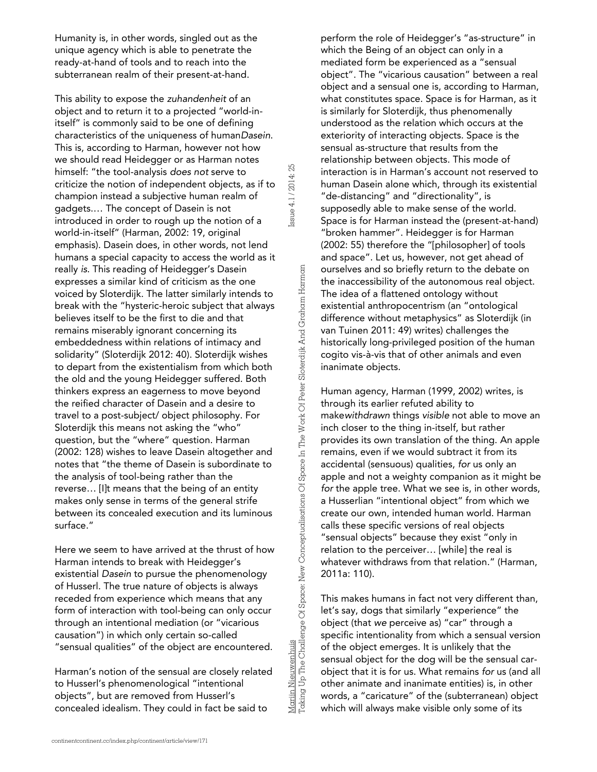Humanity is, in other words, singled out as the unique agency which is able to penetrate the ready-at-hand of tools and to reach into the subterranean realm of their present-at-hand.

This ability to expose the *zuhandenheit* of an object and to return it to a projected "world-in-itself" is commonly said to be one of defining characteristics of the uniqueness of human*Dasein*. This is, according to Harman, however not how we should read Heidegger or as Harman notes himself: "the tool-analysis *does not* serve to criticize the notion of independent objects, as if to champion instead a subjective human realm of gadgets.… The concept of Dasein is not introduced in order to rough up the notion of a world-in-itself" (Harman, 2002: 19, original emphasis). Dasein does, in other words, not lend humans a special capacity to access the world as it really *is*. This reading of Heidegger's Dasein expresses a similar kind of criticism as the one voiced by Sloterdijk. The latter similarly intends to break with the "hysteric-heroic subject that always believes itself to be the first to die and that remains miserably ignorant concerning its embeddedness within relations of intimacy and solidarity" (Sloterdijk 2012: 40). Sloterdijk wishes to depart from the existentialism from which both the old and the young Heidegger suffered. Both thinkers express an eagerness to move beyond the reified character of Dasein and a desire to travel to a post-subject/ object philosophy. For Sloterdijk this means not asking the "who" question, but the "where" question. Harman (2002: 128) wishes to leave Dasein altogether and notes that "the theme of Dasein is subordinate to the analysis of tool-being rather than the reverse… [I]t means that the being of an entity makes only sense in terms of the general strife between its concealed execution and its luminous surface."

Here we seem to have arrived at the thrust of how Harman intends to break with Heidegger's existential *Dasein* to pursue the phenomenology of Husserl. The true nature of objects is always receded from experience which means that any form of interaction with tool-being can only occur through an intentional mediation (or "vicarious causation") in which only certain so-called "sensual qualities" of the object are encountered.

Harman's notion of the sensual are closely related to Husserl's phenomenological "intentional objects", but are removed from Husserl's concealed idealism. They could in fact be said to perform the role of Heidegger's "as-structure" in which the Being of an object can only in a mediated form be experienced as a "sensual object". The "vicarious causation" between a real object and a sensual one is, according to Harman, what constitutes space. Space is for Harman, as it is similarly for Sloterdijk, thus phenomenally understood as the relation which occurs at the exteriority of interacting objects. Space is the sensual as-structure that results from the relationship between objects. This mode of interaction is in Harman's account not reserved to human Dasein alone which, through its existential "de-distancing" and "directionality", is supposedly able to make sense of the world. Space is for Harman instead the (present-at-hand) "broken hammer". Heidegger is for Harman (2002: 55) therefore the "[philosopher] of tools and space". Let us, however, not get ahead of ourselves and so briefly return to the debate on the inaccessibility of the autonomous real object. The idea of a flattened ontology without existential anthropocentrism (an "ontological difference without metaphysics" as Sloterdijk (in van Tuinen 2011: 49) writes) challenges the historically long-privileged position of the human cogito vis-à-vis that of other animals and even inanimate objects.

Human agency, Harman (1999, 2002) writes, is through its earlier refuted ability to make*withdrawn* things *visible* not able to move an inch closer to the thing in-itself, but rather provides its own translation of the thing. An apple remains, even if we would subtract it from its accidental (sensuous) qualities, *for* us only an apple and not a weighty companion as it might be *for* the apple tree. What we see is, in other words, a Husserlian "intentional object" from which we create our own, intended human world. Harman calls these specific versions of real objects "sensual objects" because they exist "only in relation to the perceiver… [while] the real is whatever withdraws from that relation." (Harman, 2011a: 110).

This makes humans in fact not very different than, let's say, dogs that similarly "experience" the object (that *we* perceive as) "car" through a specific intentionality from which a sensual version of the object emerges. It is unlikely that the sensual object for the dog will be the sensual car-object that it is for us. What remains *for* us (and all other animate and inanimate entities) is, in other words, a "caricature" of the (subterranean) object which will always make visible only some of its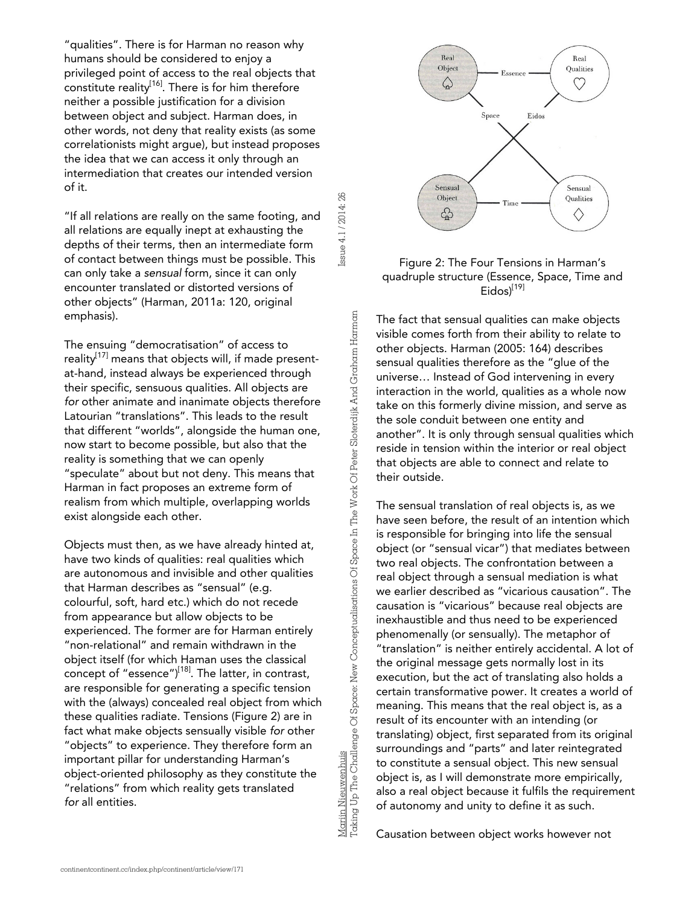"qualities". There is for Harman no reason why humans should be considered to enjoy a privileged point of access to the real objects that constitute reality[16]. There is for him therefore neither a possible justification for a division between object and subject. Harman does, in other words, not deny that reality exists (as some correlationists might argue), but instead proposes the idea that we can access it only through an intermediation that creates our intended version of it.

"If all relations are really on the same footing, and all relations are equally inept at exhausting the depths of their terms, then an intermediate form of contact between things must be possible. This can only take a *sensual* form, since it can only encounter translated or distorted versions of other objects" (Harman, 2011a: 120, original emphasis).

The ensuing "democratisation" of access to reality[17] means that objects will, if made present-at-hand, instead always be experienced through their specific, sensuous qualities. All objects are *for* other animate and inanimate objects therefore Latourian "translations". This leads to the result that different "worlds", alongside the human one, now start to become possible, but also that the reality is something that we can openly "speculate" about but not deny. This means that Harman in fact proposes an extreme form of realism from which multiple, overlapping worlds exist alongside each other.

Objects must then, as we have already hinted at, have two kinds of qualities: real qualities which are autonomous and invisible and other qualities that Harman describes as "sensual" (e.g. colourful, soft, hard etc.) which do not recede from appearance but allow objects to be experienced. The former are for Harman entirely "non-relational" and remain withdrawn in the object itself (for which Haman uses the classical concept of "essence")[18]. The latter, in contrast, are responsible for generating a specific tension with the (always) concealed real object from which these qualities radiate. Tensions (Figure 2) are in fact what make objects sensually visible *for* other "objects" to experience. They therefore form an important pillar for understanding Harman's object-oriented philosophy as they constitute the "relations" from which reality gets translated *for* all entities.

Figure 2: The Four Tensions in Harman's quadruple structure (Essence, Space, Time and Eidos)[19]

The fact that sensual qualities can make objects visible comes forth from their ability to relate to other objects. Harman (2005: 164) describes sensual qualities therefore as the "glue of the universe… Instead of God intervening in every interaction in the world, qualities as a whole now take on this formerly divine mission, and serve as the sole conduit between one entity and another". It is only through sensual qualities which reside in tension within the interior or real object that objects are able to connect and relate to their outside.

The sensual translation of real objects is, as we have seen before, the result of an intention which is responsible for bringing into life the sensual object (or "sensual vicar") that mediates between two real objects. The confrontation between a real object through a sensual mediation is what we earlier described as "vicarious causation". The causation is "vicarious" because real objects are inexhaustible and thus need to be experienced phenomenally (or sensually). The metaphor of "translation" is neither entirely accidental. A lot of the original message gets normally lost in its execution, but the act of translating also holds a certain transformative power. It creates a world of meaning. This means that the real object is, as a result of its encounter with an intending (or translating) object, first separated from its original surroundings and "parts" and later reintegrated to constitute a sensual object. This new sensual object is, as I will demonstrate more empirically, also a real object because it fulfils the requirement of autonomy and unity to define it as such.

Causation between object works however not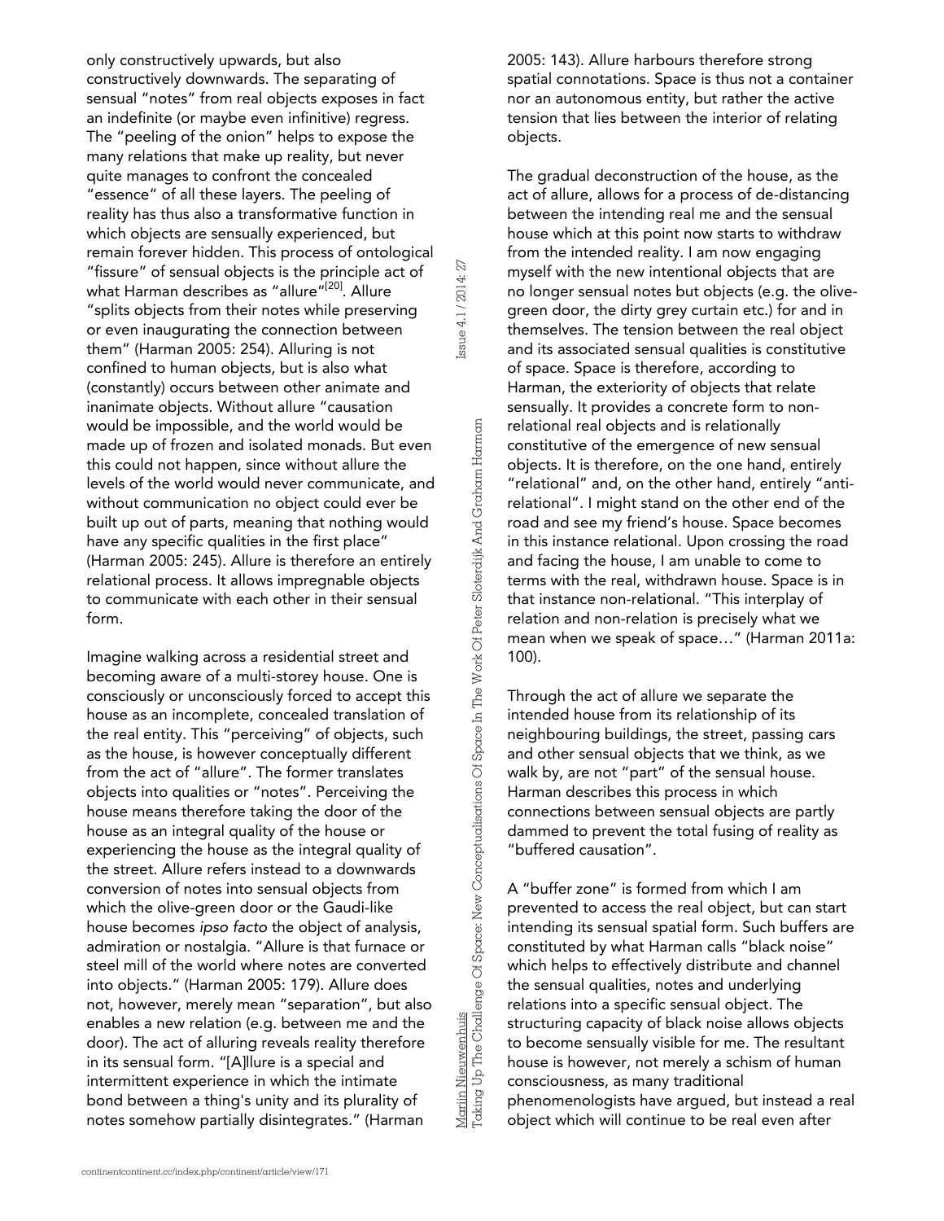only constructively upwards, but also constructively downwards. The separating of sensual "notes" from real objects exposes in fact an indefinite (or maybe even infinitive) regress. The "peeling of the onion" helps to expose the many relations that make up reality, but never quite manages to confront the concealed "essence" of all these layers. The peeling of reality has thus also a transformative function in which objects are sensually experienced, but remain forever hidden. This process of ontological "fissure" of sensual objects is the principle act of what Harman describes as "allure"[20]. Allure "splits objects from their notes while preserving or even inaugurating the connection between them" (Harman 2005: 254). Alluring is not confined to human objects, but is also what (constantly) occurs between other animate and inanimate objects. Without allure "causation would be impossible, and the world would be made up of frozen and isolated monads. But even this could not happen, since without allure the levels of the world would never communicate, and without communication no object could ever be built up out of parts, meaning that nothing would have any specific qualities in the first place" (Harman 2005: 245). Allure is therefore an entirely relational process. It allows impregnable objects to communicate with each other in their sensual form.

Imagine walking across a residential street and becoming aware of a multi-storey house. One is consciously or unconsciously forced to accept this house as an incomplete, concealed translation of the real entity. This "perceiving" of objects, such as the house, is however conceptually different from the act of "allure". The former translates objects into qualities or "notes". Perceiving the house means therefore taking the door of the house as an integral quality of the house or experiencing the house as the integral quality of the street. Allure refers instead to a downwards conversion of notes into sensual objects from which the olive-green door or the Gaudi-like house becomes *ipso facto* the object of analysis, admiration or nostalgia. "Allure is that furnace or steel mill of the world where notes are converted into objects." (Harman 2005: 179). Allure does not, however, merely mean "separation", but also enables a new relation (e.g. between me and the door). The act of alluring reveals reality therefore in its sensual form. "[A]llure is a special and intermittent experience in which the intimate bond between a thing's unity and its plurality of notes somehow partially disintegrates." (Harman 2005: 143). Allure harbours therefore strong spatial connotations. Space is thus not a container nor an autonomous entity, but rather the active tension that lies between the interior of relating objects.

The gradual deconstruction of the house, as the act of allure, allows for a process of de-distancing between the intending real me and the sensual house which at this point now starts to withdraw from the intended reality. I am now engaging myself with the new intentional objects that are no longer sensual notes but objects (e.g. the olive-green door, the dirty grey curtain etc.) for and in themselves. The tension between the real object and its associated sensual qualities is constitutive of space. Space is therefore, according to Harman, the exteriority of objects that relate sensually. It provides a concrete form to non-relational real objects and is relationally constitutive of the emergence of new sensual objects. It is therefore, on the one hand, entirely "relational" and, on the other hand, entirely "anti-relational". I might stand on the other end of the road and see my friend's house. Space becomes in this instance relational. Upon crossing the road and facing the house, I am unable to come to terms with the real, withdrawn house. Space is in that instance non-relational. "This interplay of relation and non-relation is precisely what we mean when we speak of space…" (Harman 2011a: 100).

Through the act of allure we separate the intended house from its relationship of its neighbouring buildings, the street, passing cars and other sensual objects that we think, as we walk by, are not "part" of the sensual house. Harman describes this process in which connections between sensual objects are partly dammed to prevent the total fusing of reality as "buffered causation".

A "buffer zone" is formed from which I am prevented to access the real object, but can start intending its sensual spatial form. Such buffers are constituted by what Harman calls "black noise" which helps to effectively distribute and channel the sensual qualities, notes and underlying relations into a specific sensual object. The structuring capacity of black noise allows objects to become sensually visible for me. The resultant house is however, not merely a schism of human consciousness, as many traditional phenomenologists have argued, but instead a real object which will continue to be real even after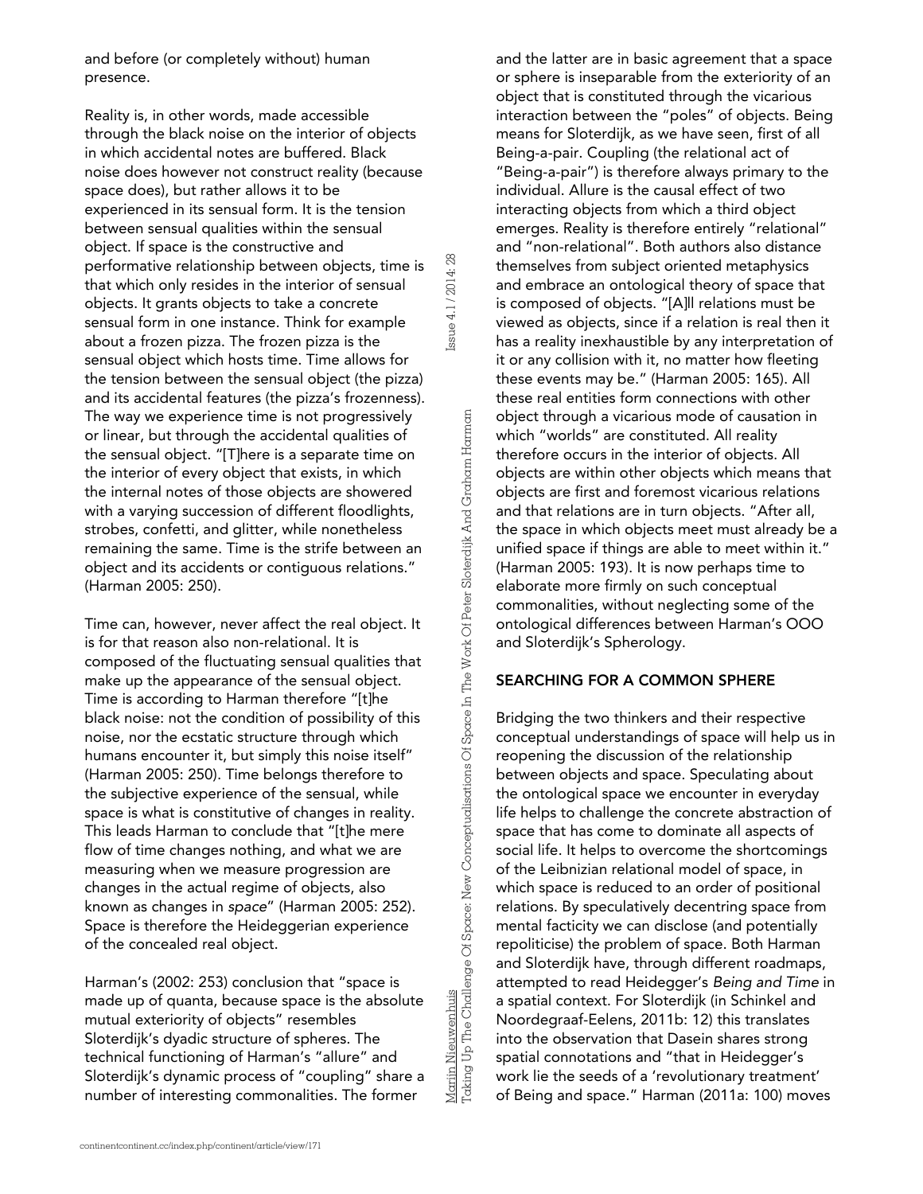and before (or completely without) human presence.

Reality is, in other words, made accessible through the black noise on the interior of objects in which accidental notes are buffered. Black noise does however not construct reality (because space does), but rather allows it to be experienced in its sensual form. It is the tension between sensual qualities within the sensual object. If space is the constructive and performative relationship between objects, time is that which only resides in the interior of sensual objects. It grants objects to take a concrete sensual form in one instance. Think for example about a frozen pizza. The frozen pizza is the sensual object which hosts time. Time allows for the tension between the sensual object (the pizza) and its accidental features (the pizza's frozenness). The way we experience time is not progressively or linear, but through the accidental qualities of the sensual object. "[T]here is a separate time on the interior of every object that exists, in which the internal notes of those objects are showered with a varying succession of different floodlights, strobes, confetti, and glitter, while nonetheless remaining the same. Time is the strife between an object and its accidents or contiguous relations." (Harman 2005: 250).

Time can, however, never affect the real object. It is for that reason also non-relational. It is composed of the fluctuating sensual qualities that make up the appearance of the sensual object. Time is according to Harman therefore "[t]he black noise: not the condition of possibility of this noise, nor the ecstatic structure through which humans encounter it, but simply this noise itself" (Harman 2005: 250). Time belongs therefore to the subjective experience of the sensual, while space is what is constitutive of changes in reality. This leads Harman to conclude that "[t]he mere flow of time changes nothing, and what we are measuring when we measure progression are changes in the actual regime of objects, also known as changes in *space*" (Harman 2005: 252). Space is therefore the Heideggerian experience of the concealed real object.

Harman's (2002: 253) conclusion that "space is made up of quanta, because space is the absolute mutual exteriority of objects" resembles Sloterdijk's dyadic structure of spheres. The technical functioning of Harman's "allure" and Sloterdijk's dynamic process of "coupling" share a number of interesting commonalities. The former and the latter are in basic agreement that a space or sphere is inseparable from the exteriority of an object that is constituted through the vicarious interaction between the "poles" of objects. Being means for Sloterdijk, as we have seen, first of all Being-a-pair. Coupling (the relational act of "Being-a-pair") is therefore always primary to the individual. Allure is the causal effect of two interacting objects from which a third object emerges. Reality is therefore entirely "relational" and "non-relational". Both authors also distance themselves from subject oriented metaphysics and embrace an ontological theory of space that is composed of objects. "[A]ll relations must be viewed as objects, since if a relation is real then it has a reality inexhaustible by any interpretation of it or any collision with it, no matter how fleeting these events may be." (Harman 2005: 165). All these real entities form connections with other object through a vicarious mode of causation in which "worlds" are constituted. All reality therefore occurs in the interior of objects. All objects are within other objects which means that objects are first and foremost vicarious relations and that relations are in turn objects. "After all, the space in which objects meet must already be a unified space if things are able to meet within it." (Harman 2005: 193). It is now perhaps time to elaborate more firmly on such conceptual commonalities, without neglecting some of the ontological differences between Harman's OOO and Sloterdijk's Spherology.

## SEARCHING FOR A COMMON SPHERE

Bridging the two thinkers and their respective conceptual understandings of space will help us in reopening the discussion of the relationship between objects and space. Speculating about the ontological space we encounter in everyday life helps to challenge the concrete abstraction of space that has come to dominate all aspects of social life. It helps to overcome the shortcomings of the Leibnizian relational model of space, in which space is reduced to an order of positional relations. By speculatively decentring space from mental facticity we can disclose (and potentially repoliticise) the problem of space. Both Harman and Sloterdijk have, through different roadmaps, attempted to read Heidegger's *Being and Time* in a spatial context. For Sloterdijk (in Schinkel and Noordegraaf-Eelens, 2011b: 12) this translates into the observation that Dasein shares strong spatial connotations and "that in Heidegger's work lie the seeds of a 'revolutionary treatment' of Being and space." Harman (2011a: 100) moves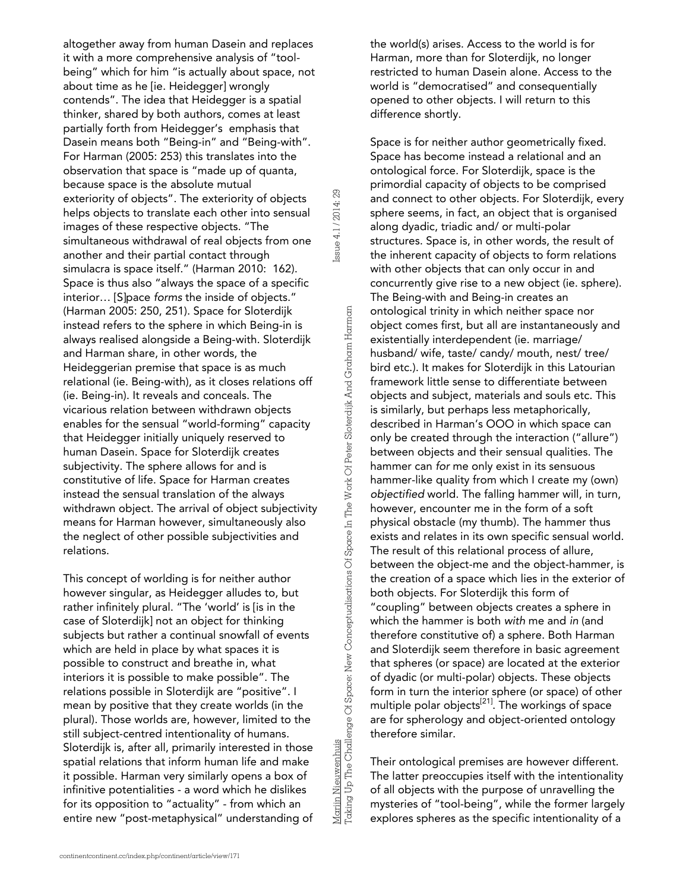altogether away from human Dasein and replaces it with a more comprehensive analysis of "tool-being" which for him "is actually about space, not about time as he [ie. Heidegger] wrongly contends". The idea that Heidegger is a spatial thinker, shared by both authors, comes at least partially forth from Heidegger's emphasis that Dasein means both "Being-in" and "Being-with". For Harman (2005: 253) this translates into the observation that space is "made up of quanta, because space is the absolute mutual exteriority of objects". The exteriority of objects helps objects to translate each other into sensual images of these respective objects. "The simultaneous withdrawal of real objects from one another and their partial contact through simulacra is space itself." (Harman 2010: 162). Space is thus also "always the space of a specific interior… [S]pace *forms* the inside of objects." (Harman 2005: 250, 251). Space for Sloterdijk instead refers to the sphere in which Being-in is always realised alongside a Being-with. Sloterdijk and Harman share, in other words, the Heideggerian premise that space is as much relational (ie. Being-with), as it closes relations off (ie. Being-in). It reveals and conceals. The vicarious relation between withdrawn objects enables for the sensual "world-forming" capacity that Heidegger initially uniquely reserved to human Dasein. Space for Sloterdijk creates subjectivity. The sphere allows for and is constitutive of life. Space for Harman creates instead the sensual translation of the always withdrawn object. The arrival of object subjectivity means for Harman however, simultaneously also the neglect of other possible subjectivities and relations.

This concept of worlding is for neither author however singular, as Heidegger alludes to, but rather infinitely plural. "The 'world' is [is in the case of Sloterdijk] not an object for thinking subjects but rather a continual snowfall of events which are held in place by what spaces it is possible to construct and breathe in, what interiors it is possible to make possible". The relations possible in Sloterdijk are "positive". I mean by positive that they create worlds (in the plural). Those worlds are, however, limited to the still subject-centred intentionality of humans. Sloterdijk is, after all, primarily interested in those spatial relations that inform human life and make it possible. Harman very similarly opens a box of infinitive potentialities - a word which he dislikes for its opposition to "actuality" - from which an entire new "post-metaphysical" understanding of the world(s) arises. Access to the world is for Harman, more than for Sloterdijk, no longer restricted to human Dasein alone. Access to the world is "democratised" and consequentially opened to other objects. I will return to this difference shortly.

Space is for neither author geometrically fixed. Space has become instead a relational and an ontological force. For Sloterdijk, space is the primordial capacity of objects to be comprised and connect to other objects. For Sloterdijk, every sphere seems, in fact, an object that is organised along dyadic, triadic and/ or multi-polar structures. Space is, in other words, the result of the inherent capacity of objects to form relations with other objects that can only occur in and concurrently give rise to a new object (ie. sphere). The Being-with and Being-in creates an ontological trinity in which neither space nor object comes first, but all are instantaneously and existentially interdependent (ie. marriage/ husband/ wife, taste/ candy/ mouth, nest/ tree/ bird etc.). It makes for Sloterdijk in this Latourian framework little sense to differentiate between objects and subject, materials and souls etc. This is similarly, but perhaps less metaphorically, described in Harman's OOO in which space can only be created through the interaction ("allure") between objects and their sensual qualities. The hammer can *for* me only exist in its sensuous hammer-like quality from which I create my (own) *objectified* world. The falling hammer will, in turn, however, encounter me in the form of a soft physical obstacle (my thumb). The hammer thus exists and relates in its own specific sensual world. The result of this relational process of allure, between the object-me and the object-hammer, is the creation of a space which lies in the exterior of both objects. For Sloterdijk this form of "coupling" between objects creates a sphere in which the hammer is both *with* me and *in* (and therefore constitutive of) a sphere. Both Harman and Sloterdijk seem therefore in basic agreement that spheres (or space) are located at the exterior of dyadic (or multi-polar) objects. These objects form in turn the interior sphere (or space) of other multiple polar objects[21]. The workings of space are for spherology and object-oriented ontology therefore similar.

Their ontological premises are however different. The latter preoccupies itself with the intentionality of all objects with the purpose of unravelling the mysteries of "tool-being", while the former largely explores spheres as the specific intentionality of a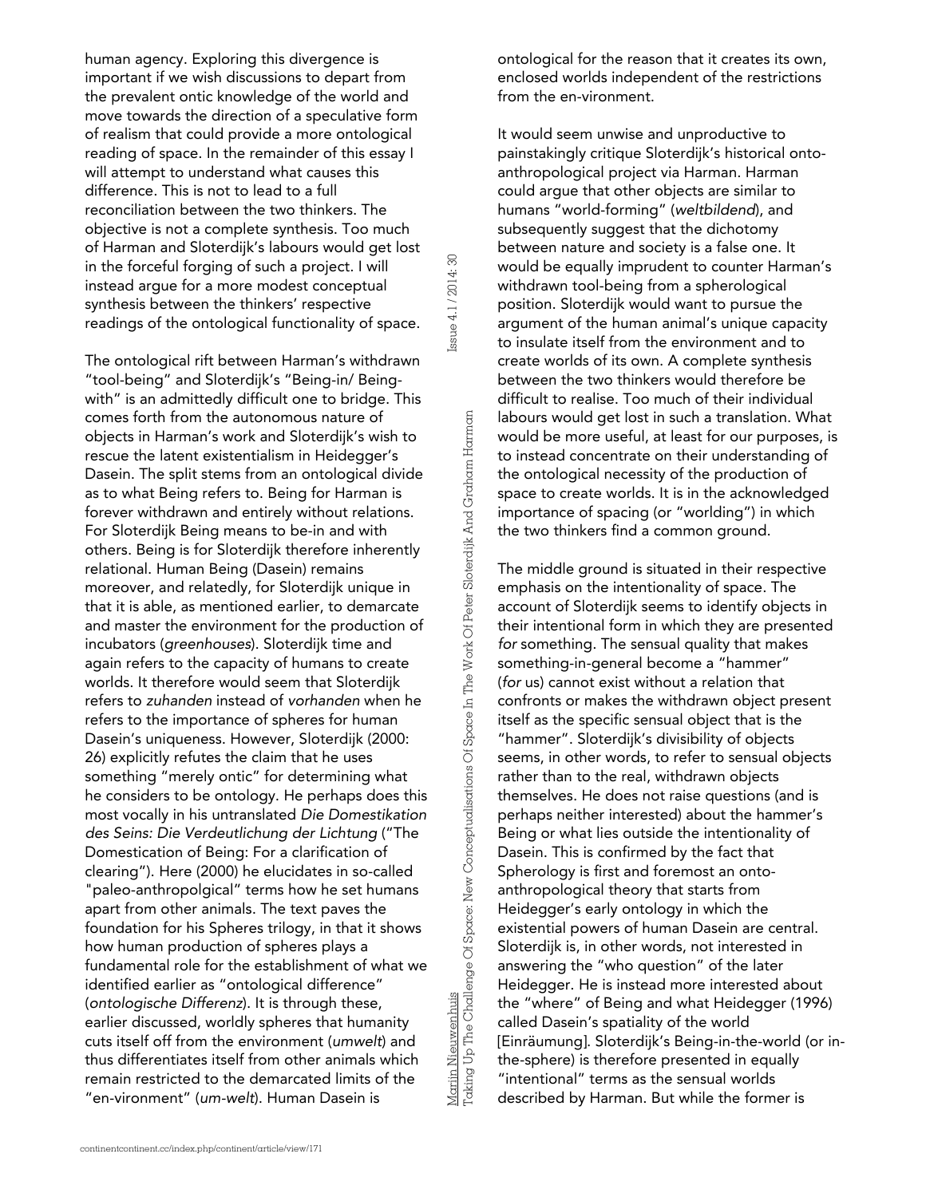human agency. Exploring this divergence is important if we wish discussions to depart from the prevalent ontic knowledge of the world and move towards the direction of a speculative form of realism that could provide a more ontological reading of space. In the remainder of this essay I will attempt to understand what causes this difference. This is not to lead to a full reconciliation between the two thinkers. The objective is not a complete synthesis. Too much of Harman and Sloterdijk's labours would get lost in the forceful forging of such a project. I will instead argue for a more modest conceptual synthesis between the thinkers' respective readings of the ontological functionality of space.

The ontological rift between Harman's withdrawn "tool-being" and Sloterdijk's "Being-in/ Being-with" is an admittedly difficult one to bridge. This comes forth from the autonomous nature of objects in Harman's work and Sloterdijk's wish to rescue the latent existentialism in Heidegger's Dasein. The split stems from an ontological divide as to what Being refers to. Being for Harman is forever withdrawn and entirely without relations. For Sloterdijk Being means to be-in and with others. Being is for Sloterdijk therefore inherently relational. Human Being (Dasein) remains moreover, and relatedly, for Sloterdijk unique in that it is able, as mentioned earlier, to demarcate and master the environment for the production of incubators (*greenhouses*). Sloterdijk time and again refers to the capacity of humans to create worlds. It therefore would seem that Sloterdijk refers to *zuhanden* instead of *vorhanden* when he refers to the importance of spheres for human Dasein's uniqueness. However, Sloterdijk (2000: 26) explicitly refutes the claim that he uses something "merely ontic" for determining what he considers to be ontology. He perhaps does this most vocally in his untranslated *Die Domestikation des Seins: Die Verdeutlichung der Lichtung* ("The Domestication of Being: For a clarification of clearing"). Here (2000) he elucidates in so-called "paleo-anthropolgical" terms how he set humans apart from other animals. The text paves the foundation for his Spheres trilogy, in that it shows how human production of spheres plays a fundamental role for the establishment of what we identified earlier as "ontological difference" (*ontologische Differenz*). It is through these, earlier discussed, worldly spheres that humanity cuts itself off from the environment (*umwelt*) and thus differentiates itself from other animals which remain restricted to the demarcated limits of the "en-vironment" (*um-welt*). Human Dasein is ontological for the reason that it creates its own, enclosed worlds independent of the restrictions from the en-vironment.

It would seem unwise and unproductive to painstakingly critique Sloterdijk's historical onto-anthropological project via Harman. Harman could argue that other objects are similar to humans "world-forming" (*weltbildend*), and subsequently suggest that the dichotomy between nature and society is a false one. It would be equally imprudent to counter Harman's withdrawn tool-being from a spherological position. Sloterdijk would want to pursue the argument of the human animal's unique capacity to insulate itself from the environment and to create worlds of its own. A complete synthesis between the two thinkers would therefore be difficult to realise. Too much of their individual labours would get lost in such a translation. What would be more useful, at least for our purposes, is to instead concentrate on their understanding of the ontological necessity of the production of space to create worlds. It is in the acknowledged importance of spacing (or "worlding") in which the two thinkers find a common ground.

The middle ground is situated in their respective emphasis on the intentionality of space. The account of Sloterdijk seems to identify objects in their intentional form in which they are presented *for* something. The sensual quality that makes something-in-general become a "hammer" (*for* us) cannot exist without a relation that confronts or makes the withdrawn object present itself as the specific sensual object that is the "hammer". Sloterdijk's divisibility of objects seems, in other words, to refer to sensual objects rather than to the real, withdrawn objects themselves. He does not raise questions (and is perhaps neither interested) about the hammer's Being or what lies outside the intentionality of Dasein. This is confirmed by the fact that Spherology is first and foremost an onto-anthropological theory that starts from Heidegger's early ontology in which the existential powers of human Dasein are central. Sloterdijk is, in other words, not interested in answering the "who question" of the later Heidegger. He is instead more interested about the "where" of Being and what Heidegger (1996) called Dasein's spatiality of the world [Einräumung]. Sloterdijk's Being-in-the-world (or in-the-sphere) is therefore presented in equally "intentional" terms as the sensual worlds described by Harman. But while the former is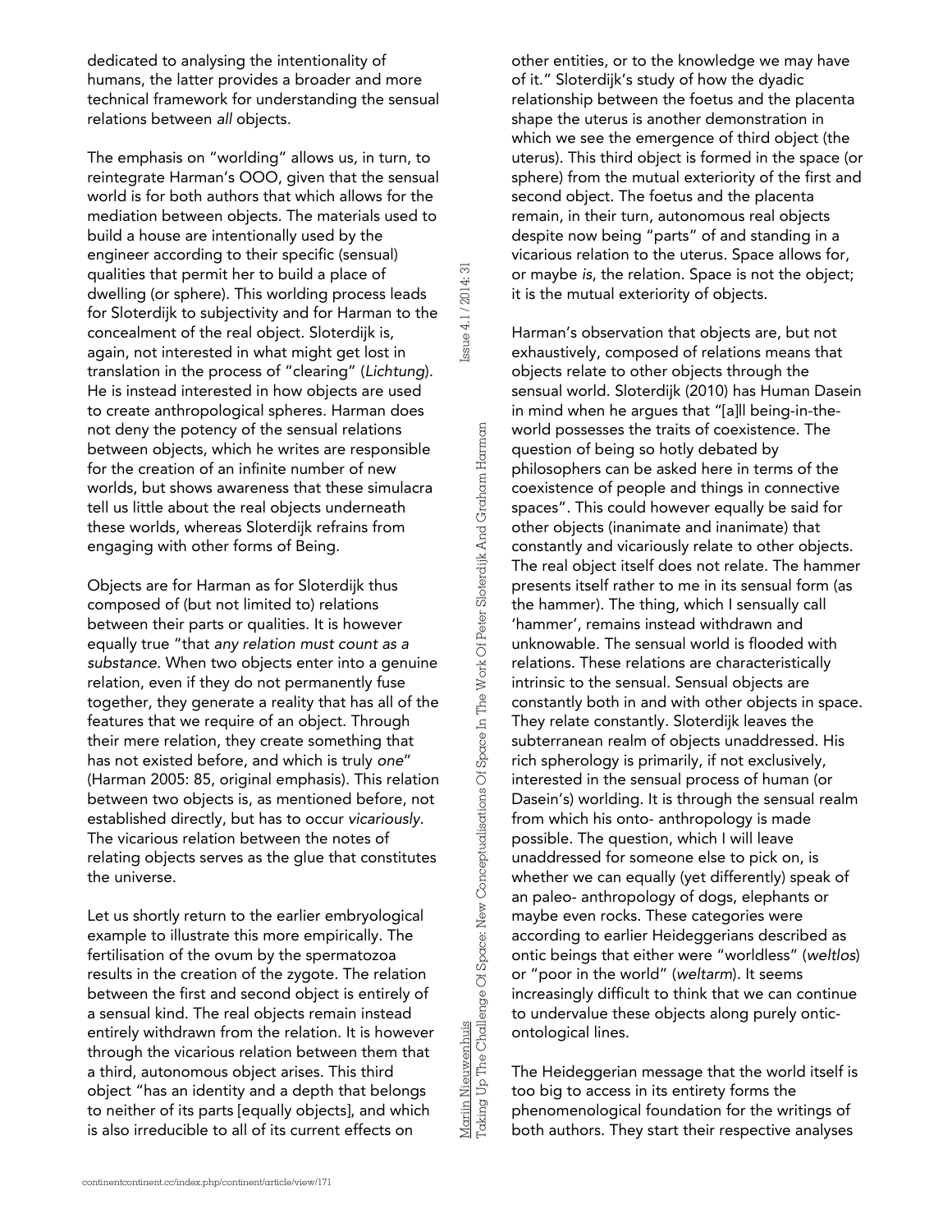dedicated to analysing the intentionality of humans, the latter provides a broader and more technical framework for understanding the sensual relations between *all* objects.

The emphasis on "worlding" allows us, in turn, to reintegrate Harman's OOO, given that the sensual world is for both authors that which allows for the mediation between objects. The materials used to build a house are intentionally used by the engineer according to their specific (sensual) qualities that permit her to build a place of dwelling (or sphere). This worlding process leads for Sloterdijk to subjectivity and for Harman to the concealment of the real object. Sloterdijk is, again, not interested in what might get lost in translation in the process of "clearing" (*Lichtung*). He is instead interested in how objects are used to create anthropological spheres. Harman does not deny the potency of the sensual relations between objects, which he writes are responsible for the creation of an infinite number of new worlds, but shows awareness that these simulacra tell us little about the real objects underneath these worlds, whereas Sloterdijk refrains from engaging with other forms of Being.

Objects are for Harman as for Sloterdijk thus composed of (but not limited to) relations between their parts or qualities. It is however equally true "that *any relation must count as a substance*. When two objects enter into a genuine relation, even if they do not permanently fuse together, they generate a reality that has all of the features that we require of an object. Through their mere relation, they create something that has not existed before, and which is truly *one*" (Harman 2005: 85, original emphasis). This relation between two objects is, as mentioned before, not established directly, but has to occur *vicariously*. The vicarious relation between the notes of relating objects serves as the glue that constitutes the universe.

Let us shortly return to the earlier embryological example to illustrate this more empirically. The fertilisation of the ovum by the spermatozoa results in the creation of the zygote. The relation between the first and second object is entirely of a sensual kind. The real objects remain instead entirely withdrawn from the relation. It is however through the vicarious relation between them that a third, autonomous object arises. This third object "has an identity and a depth that belongs to neither of its parts [equally objects], and which is also irreducible to all of its current effects on other entities, or to the knowledge we may have of it." Sloterdijk's study of how the dyadic relationship between the foetus and the placenta shape the uterus is another demonstration in which we see the emergence of third object (the uterus). This third object is formed in the space (or sphere) from the mutual exteriority of the first and second object. The foetus and the placenta remain, in their turn, autonomous real objects despite now being "parts" of and standing in a vicarious relation to the uterus. Space allows for, or maybe *is*, the relation. Space is not the object; it is the mutual exteriority of objects.

Harman's observation that objects are, but not exhaustively, composed of relations means that objects relate to other objects through the sensual world. Sloterdijk (2010) has Human Dasein in mind when he argues that "[a]ll being-in-the-world possesses the traits of coexistence. The question of being so hotly debated by philosophers can be asked here in terms of the coexistence of people and things in connective spaces". This could however equally be said for other objects (inanimate and inanimate) that constantly and vicariously relate to other objects. The real object itself does not relate. The hammer presents itself rather to me in its sensual form (as the hammer). The thing, which I sensually call 'hammer', remains instead withdrawn and unknowable. The sensual world is flooded with relations. These relations are characteristically intrinsic to the sensual. Sensual objects are constantly both in and with other objects in space. They relate constantly. Sloterdijk leaves the subterranean realm of objects unaddressed. His rich spherology is primarily, if not exclusively, interested in the sensual process of human (or Dasein's) worlding. It is through the sensual realm from which his onto- anthropology is made possible. The question, which I will leave unaddressed for someone else to pick on, is whether we can equally (yet differently) speak of an paleo- anthropology of dogs, elephants or maybe even rocks. These categories were according to earlier Heideggerians described as ontic beings that either were "worldless" (*weltlos*) or "poor in the world" (*weltarm*). It seems increasingly difficult to think that we can continue to undervalue these objects along purely ontic-ontological lines.

The Heideggerian message that the world itself is too big to access in its entirety forms the phenomenological foundation for the writings of both authors. They start their respective analyses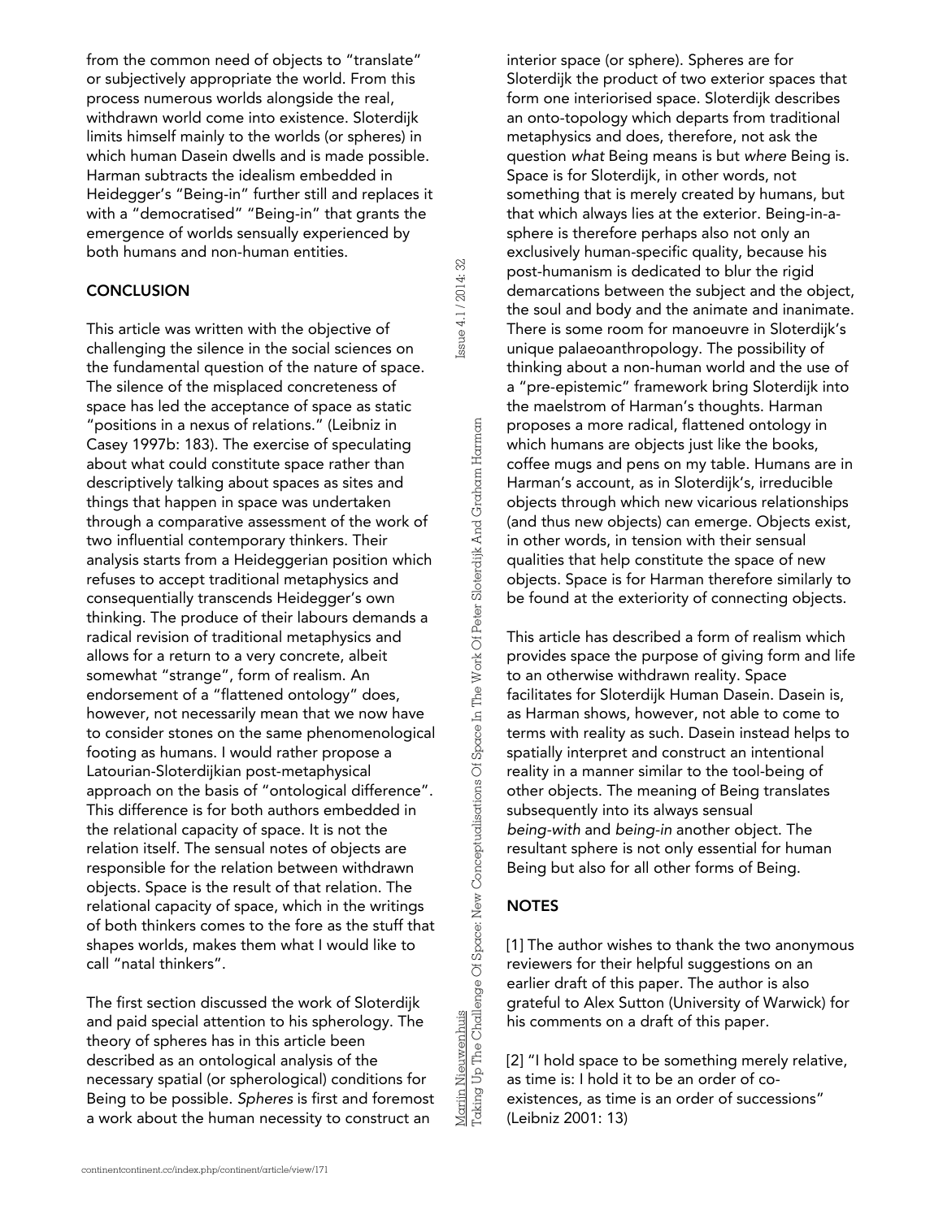from the common need of objects to "translate" or subjectively appropriate the world. From this process numerous worlds alongside the real, withdrawn world come into existence. Sloterdijk limits himself mainly to the worlds (or spheres) in which human Dasein dwells and is made possible. Harman subtracts the idealism embedded in Heidegger's "Being-in" further still and replaces it with a "democratised" "Being-in" that grants the emergence of worlds sensually experienced by both humans and non-human entities.

## CONCLUSION

This article was written with the objective of challenging the silence in the social sciences on the fundamental question of the nature of space. The silence of the misplaced concreteness of space has led the acceptance of space as static "positions in a nexus of relations." (Leibniz in Casey 1997b: 183). The exercise of speculating about what could constitute space rather than descriptively talking about spaces as sites and things that happen in space was undertaken through a comparative assessment of the work of two influential contemporary thinkers. Their analysis starts from a Heideggerian position which refuses to accept traditional metaphysics and consequentially transcends Heidegger's own thinking. The produce of their labours demands a radical revision of traditional metaphysics and allows for a return to a very concrete, albeit somewhat "strange", form of realism. An endorsement of a "flattened ontology" does, however, not necessarily mean that we now have to consider stones on the same phenomenological footing as humans. I would rather propose a Latourian-Sloterdijkian post-metaphysical approach on the basis of "ontological difference". This difference is for both authors embedded in the relational capacity of space. It is not the relation itself. The sensual notes of objects are responsible for the relation between withdrawn objects. Space is the result of that relation. The relational capacity of space, which in the writings of both thinkers comes to the fore as the stuff that shapes worlds, makes them what I would like to call "natal thinkers".

The first section discussed the work of Sloterdijk and paid special attention to his spherology. The theory of spheres has in this article been described as an ontological analysis of the necessary spatial (or spherological) conditions for Being to be possible. *Spheres* is first and foremost a work about the human necessity to construct an interior space (or sphere). Spheres are for Sloterdijk the product of two exterior spaces that form one interiorised space. Sloterdijk describes an onto-topology which departs from traditional metaphysics and does, therefore, not ask the question *what* Being means is but *where* Being is. Space is for Sloterdijk, in other words, not something that is merely created by humans, but that which always lies at the exterior. Being-in-a-sphere is therefore perhaps also not only an exclusively human-specific quality, because his post-humanism is dedicated to blur the rigid demarcations between the subject and the object, the soul and body and the animate and inanimate. There is some room for manoeuvre in Sloterdijk's unique palaeoanthropology. The possibility of thinking about a non-human world and the use of a "pre-epistemic" framework bring Sloterdijk into the maelstrom of Harman's thoughts. Harman proposes a more radical, flattened ontology in which humans are objects just like the books, coffee mugs and pens on my table. Humans are in Harman's account, as in Sloterdijk's, irreducible objects through which new vicarious relationships (and thus new objects) can emerge. Objects exist, in other words, in tension with their sensual qualities that help constitute the space of new objects. Space is for Harman therefore similarly to be found at the exteriority of connecting objects.

This article has described a form of realism which provides space the purpose of giving form and life to an otherwise withdrawn reality. Space facilitates for Sloterdijk Human Dasein. Dasein is, as Harman shows, however, not able to come to terms with reality as such. Dasein instead helps to spatially interpret and construct an intentional reality in a manner similar to the tool-being of other objects. The meaning of Being translates subsequently into its always sensual *being-with* and *being-in* another object. The resultant sphere is not only essential for human Being but also for all other forms of Being.

## NOTES

[1] The author wishes to thank the two anonymous reviewers for their helpful suggestions on an earlier draft of this paper. The author is also grateful to Alex Sutton (University of Warwick) for his comments on a draft of this paper.

[2] "I hold space to be something merely relative, as time is: I hold it to be an order of co-existences, as time is an order of successions" (Leibniz 2001: 13)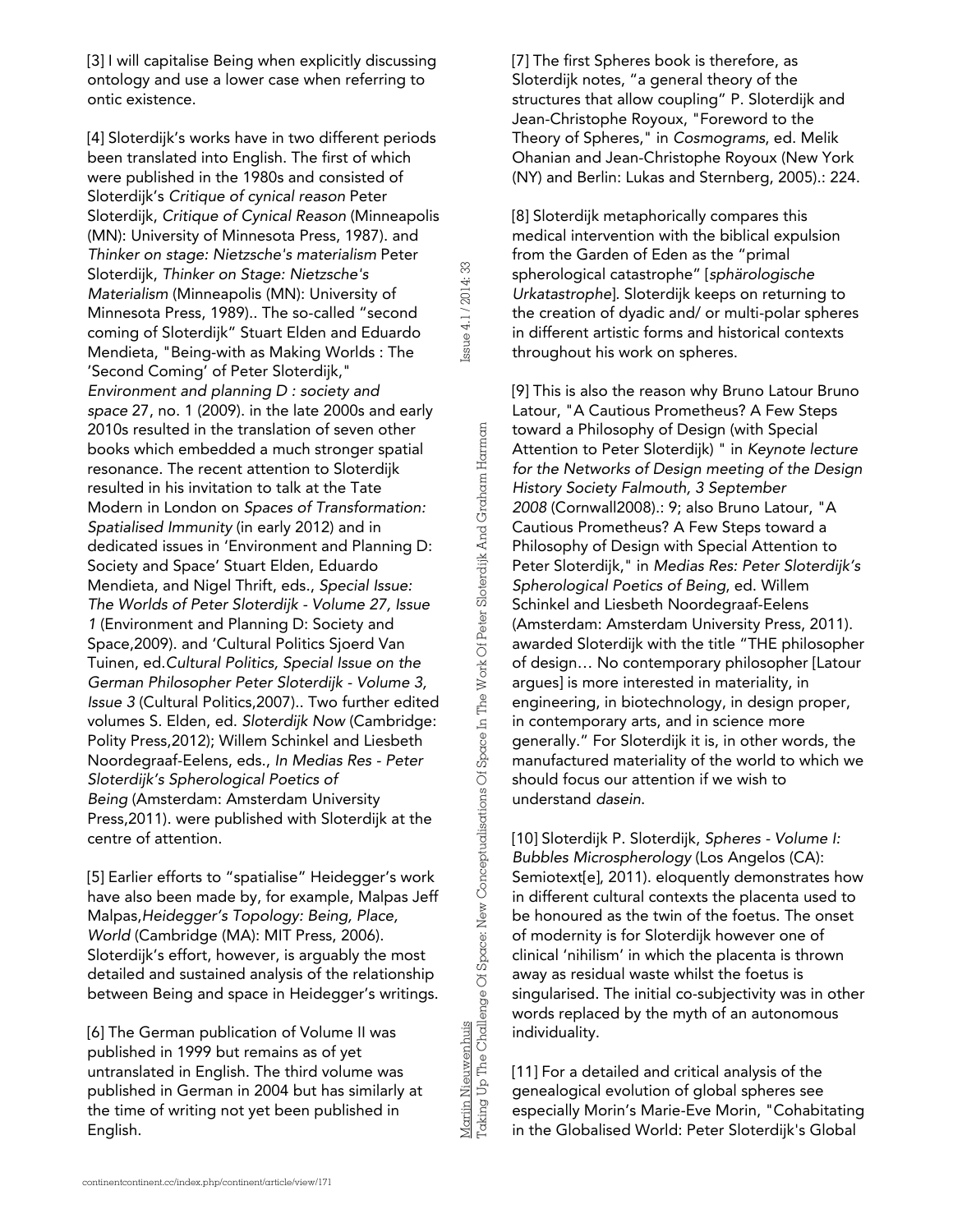[3] I will capitalise Being when explicitly discussing ontology and use a lower case when referring to ontic existence.

[4] Sloterdijk's works have in two different periods been translated into English. The first of which were published in the 1980s and consisted of Sloterdijk's *Critique of cynical reason* Peter Sloterdijk, *Critique of Cynical Reason* (Minneapolis (MN): University of Minnesota Press, 1987). and *Thinker on stage: Nietzsche's materialism* Peter Sloterdijk, *Thinker on Stage: Nietzsche's Materialism* (Minneapolis (MN): University of Minnesota Press, 1989).. The so-called "second coming of Sloterdijk" Stuart Elden and Eduardo Mendieta, "Being-with as Making Worlds : The 'Second Coming' of Peter Sloterdijk," *Environment and planning D : society and space* 27, no. 1 (2009). in the late 2000s and early 2010s resulted in the translation of seven other books which embedded a much stronger spatial resonance. The recent attention to Sloterdijk resulted in his invitation to talk at the Tate Modern in London on *Spaces of Transformation: Spatialised Immunity* (in early 2012) and in dedicated issues in 'Environment and Planning D: Society and Space' Stuart Elden, Eduardo Mendieta, and Nigel Thrift, eds., *Special Issue: The Worlds of Peter Sloterdijk - Volume 27, Issue 1* (Environment and Planning D: Society and Space,2009). and 'Cultural Politics Sjoerd Van Tuinen, ed.*Cultural Politics, Special Issue on the German Philosopher Peter Sloterdijk - Volume 3, Issue 3* (Cultural Politics,2007).. Two further edited volumes S. Elden, ed. *Sloterdijk Now* (Cambridge: Polity Press,2012); Willem Schinkel and Liesbeth Noordegraaf-Eelens, eds., *In Medias Res - Peter Sloterdijk's Spherological Poetics of Being* (Amsterdam: Amsterdam University Press,2011). were published with Sloterdijk at the centre of attention.

[5] Earlier efforts to "spatialise" Heidegger's work have also been made by, for example, Malpas Jeff Malpas,*Heidegger's Topology: Being, Place, World* (Cambridge (MA): MIT Press, 2006). Sloterdijk's effort, however, is arguably the most detailed and sustained analysis of the relationship between Being and space in Heidegger's writings.

[6] The German publication of Volume II was published in 1999 but remains as of yet untranslated in English. The third volume was published in German in 2004 but has similarly at the time of writing not yet been published in English.

[7] The first Spheres book is therefore, as Sloterdijk notes, "a general theory of the structures that allow coupling" P. Sloterdijk and Jean-Christophe Royoux, "Foreword to the Theory of Spheres," in *Cosmograms*, ed. Melik Ohanian and Jean-Christophe Royoux (New York (NY) and Berlin: Lukas and Sternberg, 2005).: 224.

[8] Sloterdijk metaphorically compares this medical intervention with the biblical expulsion from the Garden of Eden as the "primal spherological catastrophe" [*sphärologische Urkatastrophe*]. Sloterdijk keeps on returning to the creation of dyadic and/ or multi-polar spheres in different artistic forms and historical contexts throughout his work on spheres.

[9] This is also the reason why Bruno Latour Bruno Latour, "A Cautious Prometheus? A Few Steps toward a Philosophy of Design (with Special Attention to Peter Sloterdijk) " in *Keynote lecture for the Networks of Design meeting of the Design History Society Falmouth, 3 September 2008* (Cornwall2008).: 9; also Bruno Latour, "A Cautious Prometheus? A Few Steps toward a Philosophy of Design with Special Attention to Peter Sloterdijk," in *Medias Res: Peter Sloterdijk's Spherological Poetics of Being*, ed. Willem Schinkel and Liesbeth Noordegraaf-Eelens (Amsterdam: Amsterdam University Press, 2011). awarded Sloterdijk with the title "THE philosopher of design… No contemporary philosopher [Latour argues] is more interested in materiality, in engineering, in biotechnology, in design proper, in contemporary arts, and in science more generally." For Sloterdijk it is, in other words, the manufactured materiality of the world to which we should focus our attention if we wish to understand *dasein.*

[10] Sloterdijk P. Sloterdijk, *Spheres - Volume I: Bubbles Microspherology* (Los Angelos (CA): Semiotext[e], 2011). eloquently demonstrates how in different cultural contexts the placenta used to be honoured as the twin of the foetus. The onset of modernity is for Sloterdijk however one of clinical 'nihilism' in which the placenta is thrown away as residual waste whilst the foetus is singularised. The initial co-subjectivity was in other words replaced by the myth of an autonomous individuality.

[11] For a detailed and critical analysis of the genealogical evolution of global spheres see especially Morin's Marie-Eve Morin, "Cohabitating in the Globalised World: Peter Sloterdijk's Global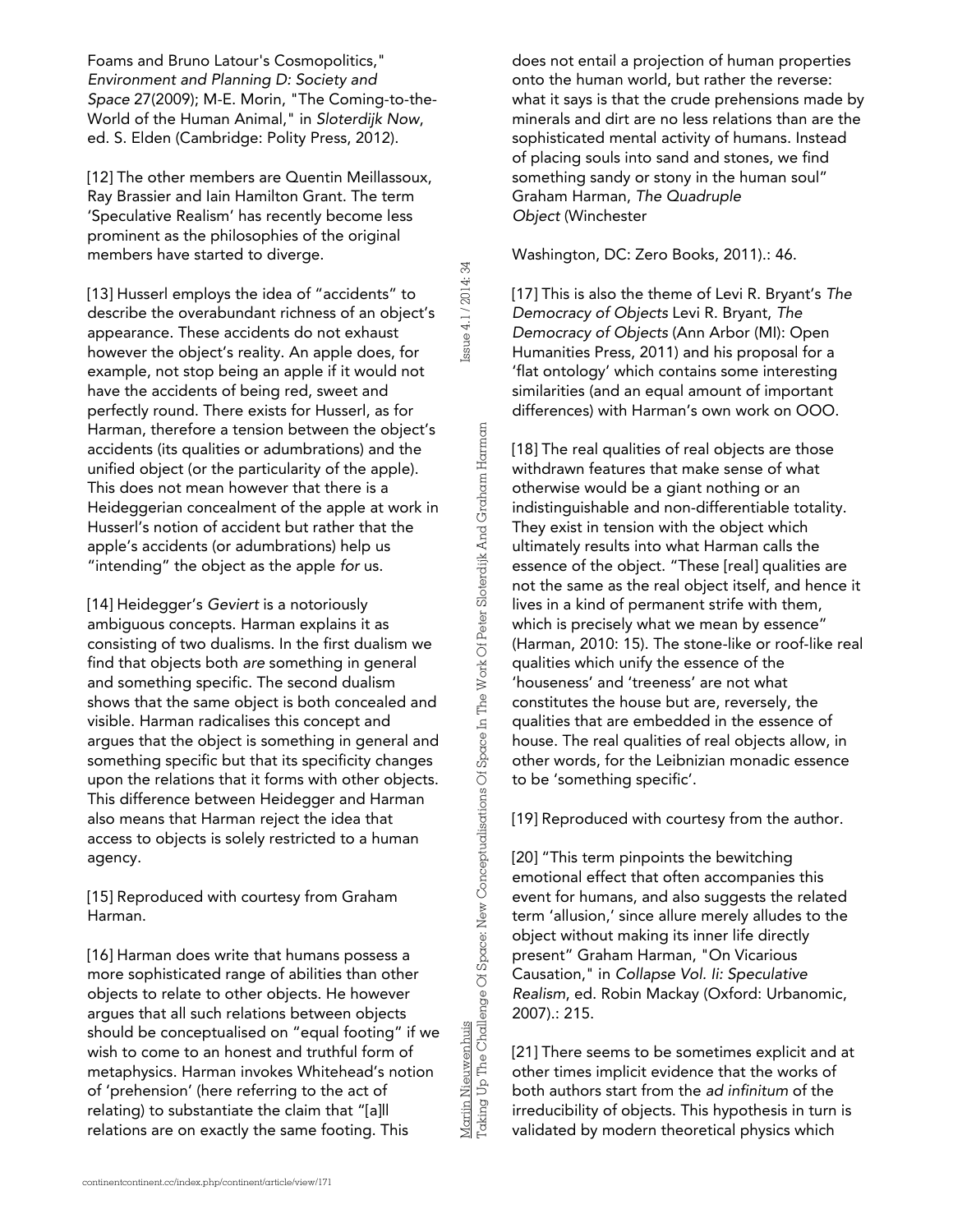Foams and Bruno Latour's Cosmopolitics," *Environment and Planning D: Society and Space* 27(2009); M-E. Morin, "The Coming-to-the-World of the Human Animal," in *Sloterdijk Now*, ed. S. Elden (Cambridge: Polity Press, 2012).

[12] The other members are Quentin Meillassoux, Ray Brassier and Iain Hamilton Grant. The term 'Speculative Realism' has recently become less prominent as the philosophies of the original members have started to diverge.

[13] Husserl employs the idea of "accidents" to describe the overabundant richness of an object's appearance. These accidents do not exhaust however the object's reality. An apple does, for example, not stop being an apple if it would not have the accidents of being red, sweet and perfectly round. There exists for Husserl, as for Harman, therefore a tension between the object's accidents (its qualities or adumbrations) and the unified object (or the particularity of the apple). This does not mean however that there is a Heideggerian concealment of the apple at work in Husserl's notion of accident but rather that the apple's accidents (or adumbrations) help us "intending" the object as the apple *for* us.

[14] Heidegger's *Geviert* is a notoriously ambiguous concepts. Harman explains it as consisting of two dualisms. In the first dualism we find that objects both *are* something in general and something specific. The second dualism shows that the same object is both concealed and visible. Harman radicalises this concept and argues that the object is something in general and something specific but that its specificity changes upon the relations that it forms with other objects. This difference between Heidegger and Harman also means that Harman reject the idea that access to objects is solely restricted to a human agency.

[15] Reproduced with courtesy from Graham Harman.

[16] Harman does write that humans possess a more sophisticated range of abilities than other objects to relate to other objects. He however argues that all such relations between objects should be conceptualised on "equal footing" if we wish to come to an honest and truthful form of metaphysics. Harman invokes Whitehead's notion of 'prehension' (here referring to the act of relating) to substantiate the claim that "[a]ll relations are on exactly the same footing. This does not entail a projection of human properties onto the human world, but rather the reverse: what it says is that the crude prehensions made by minerals and dirt are no less relations than are the sophisticated mental activity of humans. Instead of placing souls into sand and stones, we find something sandy or stony in the human soul" Graham Harman, *The Quadruple Object* (Winchester

Washington, DC: Zero Books, 2011).: 46.

[17] This is also the theme of Levi R. Bryant's *The Democracy of Objects* Levi R. Bryant, *The Democracy of Objects* (Ann Arbor (MI): Open Humanities Press, 2011) and his proposal for a 'flat ontology' which contains some interesting similarities (and an equal amount of important differences) with Harman's own work on OOO.

[18] The real qualities of real objects are those withdrawn features that make sense of what otherwise would be a giant nothing or an indistinguishable and non-differentiable totality. They exist in tension with the object which ultimately results into what Harman calls the essence of the object. "These [real] qualities are not the same as the real object itself, and hence it lives in a kind of permanent strife with them, which is precisely what we mean by essence" (Harman, 2010: 15). The stone-like or roof-like real qualities which unify the essence of the 'houseness' and 'treeness' are not what constitutes the house but are, reversely, the qualities that are embedded in the essence of house. The real qualities of real objects allow, in other words, for the Leibnizian monadic essence to be 'something specific'.

[19] Reproduced with courtesy from the author.

[20] "This term pinpoints the bewitching emotional effect that often accompanies this event for humans, and also suggests the related term 'allusion,' since allure merely alludes to the object without making its inner life directly present" Graham Harman, "On Vicarious Causation," in *Collapse Vol. Ii: Speculative Realism*, ed. Robin Mackay (Oxford: Urbanomic, 2007).: 215.

[21] There seems to be sometimes explicit and at other times implicit evidence that the works of both authors start from the *ad infinitum* of the irreducibility of objects. This hypothesis in turn is validated by modern theoretical physics which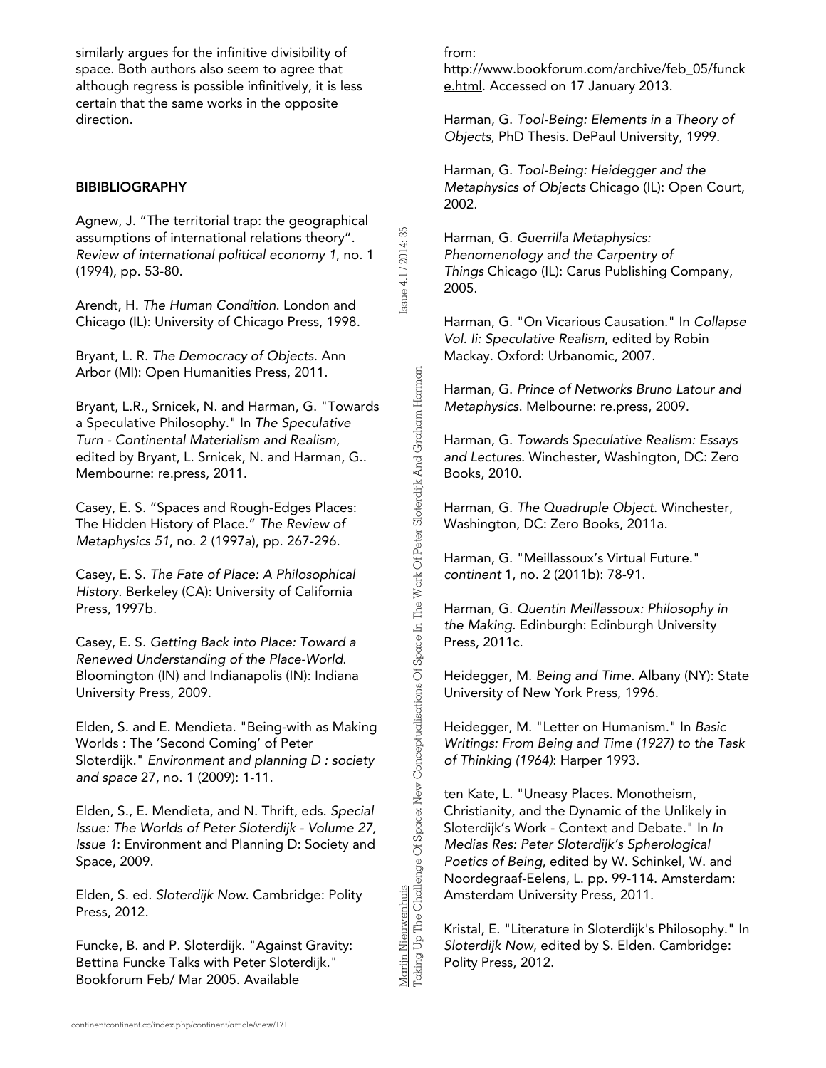similarly argues for the infinitive divisibility of space. Both authors also seem to agree that although regress is possible infinitively, it is less certain that the same works in the opposite direction.

## BIBIBLIOGRAPHY

Agnew, J. "The territorial trap: the geographical assumptions of international relations theory". *Review of international political economy 1*, no. 1 (1994), pp. 53-80.

Arendt, H. *The Human Condition*. London and Chicago (IL): University of Chicago Press, 1998.

Bryant, L. R. *The Democracy of Objects*. Ann Arbor (MI): Open Humanities Press, 2011.

Bryant, L.R., Srnicek, N. and Harman, G. "Towards a Speculative Philosophy." In *The Speculative Turn - Continental Materialism and Realism*, edited by Bryant, L. Srnicek, N. and Harman, G.. Membourne: re.press, 2011.

Casey, E. S. "Spaces and Rough-Edges Places: The Hidden History of Place." *The Review of Metaphysics 51*, no. 2 (1997a), pp. 267-296.

Casey, E. S. *The Fate of Place: A Philosophical History*. Berkeley (CA): University of California Press, 1997b.

Casey, E. S. *Getting Back into Place: Toward a Renewed Understanding of the Place-World*. Bloomington (IN) and Indianapolis (IN): Indiana University Press, 2009.

Elden, S. and E. Mendieta. "Being-with as Making Worlds : The 'Second Coming' of Peter Sloterdijk." *Environment and planning D : society and space* 27, no. 1 (2009): 1-11.

Elden, S., E. Mendieta, and N. Thrift, eds. *Special Issue: The Worlds of Peter Sloterdijk - Volume 27, Issue 1*: Environment and Planning D: Society and Space, 2009.

Elden, S. ed. *Sloterdijk Now*. Cambridge: Polity Press, 2012.

Funcke, B. and P. Sloterdijk. "Against Gravity: Bettina Funcke Talks with Peter Sloterdijk." Bookforum Feb/ Mar 2005. Available from: http://www.bookforum.com/archive/feb_05/funcke.html. Accessed on 17 January 2013.

Harman, G. *Tool-Being: Elements in a Theory of Objects*, PhD Thesis. DePaul University, 1999.

Harman, G. *Tool-Being: Heidegger and the Metaphysics of Objects* Chicago (IL): Open Court, 2002.

Harman, G. *Guerrilla Metaphysics: Phenomenology and the Carpentry of Things* Chicago (IL): Carus Publishing Company, 2005.

Harman, G. "On Vicarious Causation." In *Collapse Vol. Ii: Speculative Realism*, edited by Robin Mackay. Oxford: Urbanomic, 2007.

Harman, G. *Prince of Networks Bruno Latour and Metaphysics*. Melbourne: re.press, 2009.

Harman, G. *Towards Speculative Realism: Essays and Lectures*. Winchester, Washington, DC: Zero Books, 2010.

Harman, G. *The Quadruple Object*. Winchester, Washington, DC: Zero Books, 2011a.

Harman, G. "Meillassoux's Virtual Future." *continent* 1, no. 2 (2011b): 78-91.

Harman, G. *Quentin Meillassoux: Philosophy in the Making*. Edinburgh: Edinburgh University Press, 2011c.

Heidegger, M. *Being and Time*. Albany (NY): State University of New York Press, 1996.

Heidegger, M. "Letter on Humanism." In *Basic Writings: From Being and Time (1927) to the Task of Thinking (1964)*: Harper 1993.

ten Kate, L. "Uneasy Places. Monotheism, Christianity, and the Dynamic of the Unlikely in Sloterdijk's Work - Context and Debate." In *In Medias Res: Peter Sloterdijk's Spherological Poetics of Being*, edited by W. Schinkel, W. and Noordegraaf-Eelens, L. pp. 99-114. Amsterdam: Amsterdam University Press, 2011.

Kristal, E. "Literature in Sloterdijk's Philosophy." In *Sloterdijk Now*, edited by S. Elden. Cambridge: Polity Press, 2012.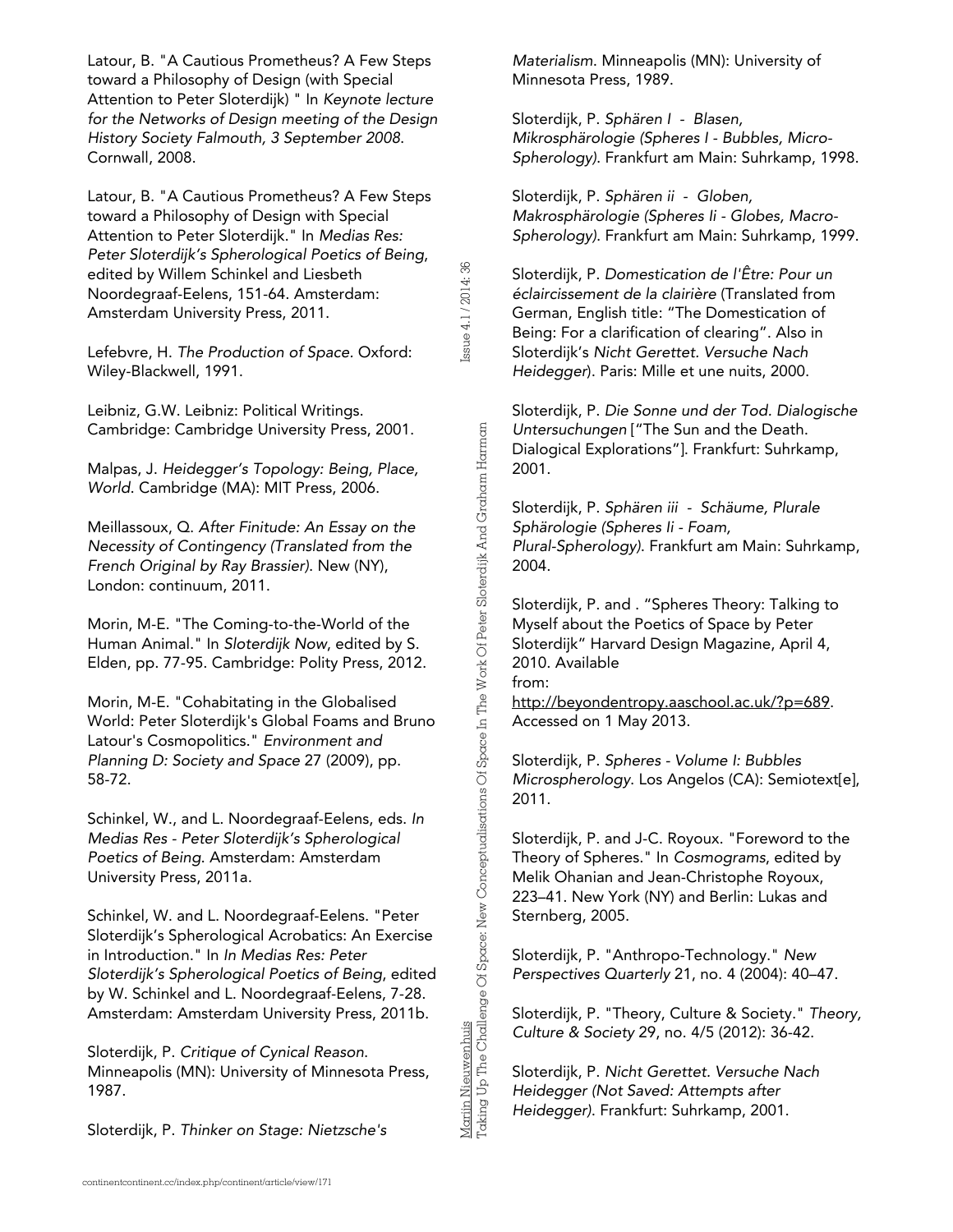Latour, B. "A Cautious Prometheus? A Few Steps toward a Philosophy of Design (with Special Attention to Peter Sloterdijk) " In *Keynote lecture for the Networks of Design meeting of the Design History Society Falmouth, 3 September 2008*. Cornwall, 2008.

Latour, B. "A Cautious Prometheus? A Few Steps toward a Philosophy of Design with Special Attention to Peter Sloterdijk." In *Medias Res: Peter Sloterdijk's Spherological Poetics of Being*, edited by Willem Schinkel and Liesbeth Noordegraaf-Eelens, 151-64. Amsterdam: Amsterdam University Press, 2011.

Lefebvre, H. *The Production of Space*. Oxford: Wiley-Blackwell, 1991.

Leibniz, G.W. Leibniz: Political Writings. Cambridge: Cambridge University Press, 2001.

Malpas, J. *Heidegger's Topology: Being, Place, World*. Cambridge (MA): MIT Press, 2006.

Meillassoux, Q. *After Finitude: An Essay on the Necessity of Contingency (Translated from the French Original by Ray Brassier)*. New (NY), London: continuum, 2011.

Morin, M-E. "The Coming-to-the-World of the Human Animal." In *Sloterdijk Now*, edited by S. Elden, pp. 77-95. Cambridge: Polity Press, 2012.

Morin, M-E. "Cohabitating in the Globalised World: Peter Sloterdijk's Global Foams and Bruno Latour's Cosmopolitics." *Environment and Planning D: Society and Space* 27 (2009), pp. 58-72.

Schinkel, W., and L. Noordegraaf-Eelens, eds. *In Medias Res - Peter Sloterdijk's Spherological Poetics of Being*. Amsterdam: Amsterdam University Press, 2011a.

Schinkel, W. and L. Noordegraaf-Eelens. "Peter Sloterdijk's Spherological Acrobatics: An Exercise in Introduction." In *In Medias Res: Peter Sloterdijk's Spherological Poetics of Being*, edited by W. Schinkel and L. Noordegraaf-Eelens, 7-28. Amsterdam: Amsterdam University Press, 2011b.

Sloterdijk, P. *Critique of Cynical Reason*. Minneapolis (MN): University of Minnesota Press, 1987.

Sloterdijk, P. *Thinker on Stage: Nietzsche's Materialism*. Minneapolis (MN): University of Minnesota Press, 1989.

Sloterdijk, P. *Sphären I - Blasen, Mikrosphärologie (Spheres I - Bubbles, Micro-Spherology)*. Frankfurt am Main: Suhrkamp, 1998.

Sloterdijk, P. *Sphären ii - Globen, Makrosphärologie (Spheres Ii - Globes, Macro-Spherology)*. Frankfurt am Main: Suhrkamp, 1999.

Sloterdijk, P. *Domestication de l'Être: Pour un éclaircissement de la clairière* (Translated from German, English title: "The Domestication of Being: For a clarification of clearing". Also in Sloterdijk's *Nicht Gerettet. Versuche Nach Heidegger*). Paris: Mille et une nuits, 2000.

Sloterdijk, P. *Die Sonne und der Tod. Dialogische Untersuchungen* ["The Sun and the Death. Dialogical Explorations"]. Frankfurt: Suhrkamp, 2001.

Sloterdijk, P. *Sphären iii - Schäume, Plurale Sphärologie (Spheres Ii - Foam, Plural-Spherology)*. Frankfurt am Main: Suhrkamp, 2004.

Sloterdijk, P. and . "Spheres Theory: Talking to Myself about the Poetics of Space by Peter Sloterdijk" Harvard Design Magazine, April 4, 2010. Available from: http://beyondentropy.aaschool.ac.uk/?p=689. Accessed on 1 May 2013.

Sloterdijk, P. *Spheres - Volume I: Bubbles Microspherology*. Los Angelos (CA): Semiotext[e], 2011.

Sloterdijk, P. and J-C. Royoux. "Foreword to the Theory of Spheres." In *Cosmograms*, edited by Melik Ohanian and Jean-Christophe Royoux, 223–41. New York (NY) and Berlin: Lukas and Sternberg, 2005.

Sloterdijk, P. "Anthropo-Technology." *New Perspectives Quarterly* 21, no. 4 (2004): 40–47.

Sloterdijk, P. "Theory, Culture & Society." *Theory, Culture & Society* 29, no. 4/5 (2012): 36-42.

Sloterdijk, P. *Nicht Gerettet. Versuche Nach Heidegger (Not Saved: Attempts after Heidegger)*. Frankfurt: Suhrkamp, 2001.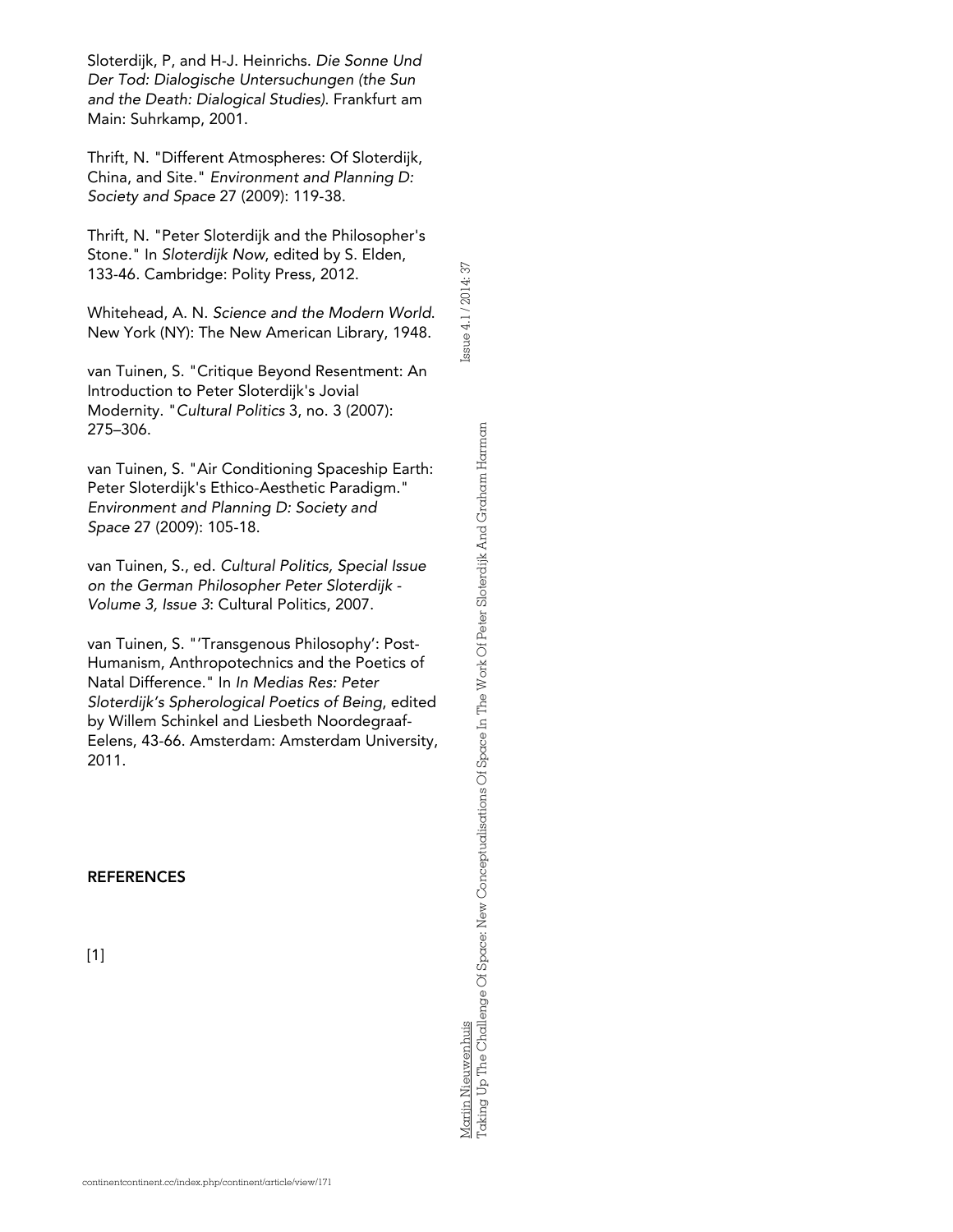Sloterdijk, P, and H-J. Heinrichs. *Die Sonne Und Der Tod: Dialogische Untersuchungen (the Sun and the Death: Dialogical Studies)*. Frankfurt am Main: Suhrkamp, 2001.

Thrift, N. "Different Atmospheres: Of Sloterdijk, China, and Site." *Environment and Planning D: Society and Space* 27 (2009): 119-38.

Thrift, N. "Peter Sloterdijk and the Philosopher's Stone." In *Sloterdijk Now*, edited by S. Elden, 133-46. Cambridge: Polity Press, 2012.

Whitehead, A. N. *Science and the Modern World*. New York (NY): The New American Library, 1948.

van Tuinen, S. "Critique Beyond Resentment: An Introduction to Peter Sloterdijk's Jovial Modernity. "*Cultural Politics* 3, no. 3 (2007): 275–306.

van Tuinen, S. "Air Conditioning Spaceship Earth: Peter Sloterdijk's Ethico-Aesthetic Paradigm." *Environment and Planning D: Society and Space* 27 (2009): 105-18.

van Tuinen, S., ed. *Cultural Politics, Special Issue on the German Philosopher Peter Sloterdijk - Volume 3, Issue 3*: Cultural Politics, 2007.

van Tuinen, S. "'Transgenous Philosophy': Post-Humanism, Anthropotechnics and the Poetics of Natal Difference." In *In Medias Res: Peter Sloterdijk's Spherological Poetics of Being*, edited by Willem Schinkel and Liesbeth Noordegraaf-Eelens, 43-66. Amsterdam: Amsterdam University, 2011.

**REFERENCES**

[1]